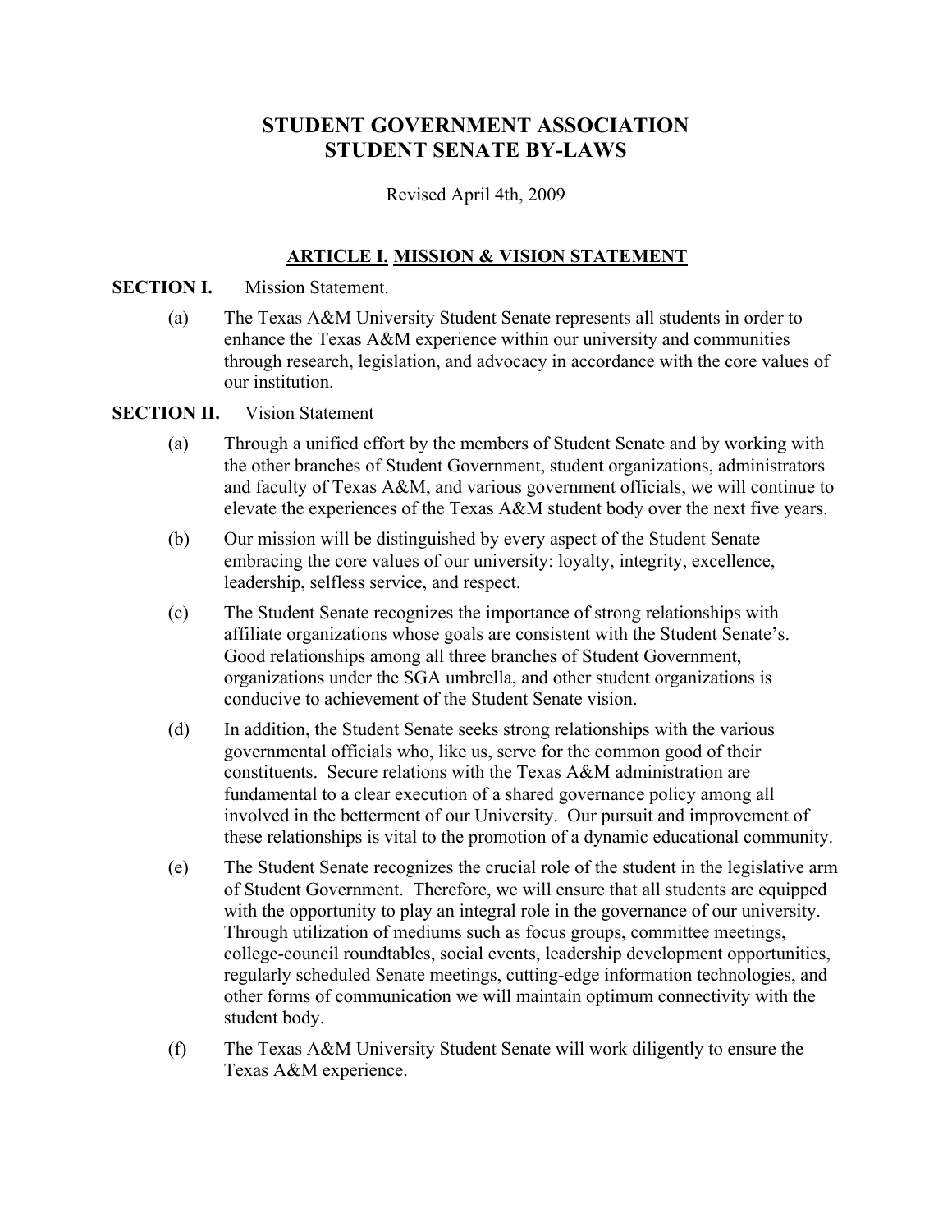# STUDENT GOVERNMENT ASSOCIATION
# STUDENT SENATE BY-LAWS

Revised April 4th, 2009

## ARTICLE I. MISSION & VISION STATEMENT

**SECTION I.** Mission Statement.

(a) The Texas A&M University Student Senate represents all students in order to enhance the Texas A&M experience within our university and communities through research, legislation, and advocacy in accordance with the core values of our institution.

**SECTION II.** Vision Statement

(a) Through a unified effort by the members of Student Senate and by working with the other branches of Student Government, student organizations, administrators and faculty of Texas A&M, and various government officials, we will continue to elevate the experiences of the Texas A&M student body over the next five years.

(b) Our mission will be distinguished by every aspect of the Student Senate embracing the core values of our university: loyalty, integrity, excellence, leadership, selfless service, and respect.

(c) The Student Senate recognizes the importance of strong relationships with affiliate organizations whose goals are consistent with the Student Senate's. Good relationships among all three branches of Student Government, organizations under the SGA umbrella, and other student organizations is conducive to achievement of the Student Senate vision.

(d) In addition, the Student Senate seeks strong relationships with the various governmental officials who, like us, serve for the common good of their constituents. Secure relations with the Texas A&M administration are fundamental to a clear execution of a shared governance policy among all involved in the betterment of our University. Our pursuit and improvement of these relationships is vital to the promotion of a dynamic educational community.

(e) The Student Senate recognizes the crucial role of the student in the legislative arm of Student Government. Therefore, we will ensure that all students are equipped with the opportunity to play an integral role in the governance of our university. Through utilization of mediums such as focus groups, committee meetings, college-council roundtables, social events, leadership development opportunities, regularly scheduled Senate meetings, cutting-edge information technologies, and other forms of communication we will maintain optimum connectivity with the student body.

(f) The Texas A&M University Student Senate will work diligently to ensure the Texas A&M experience.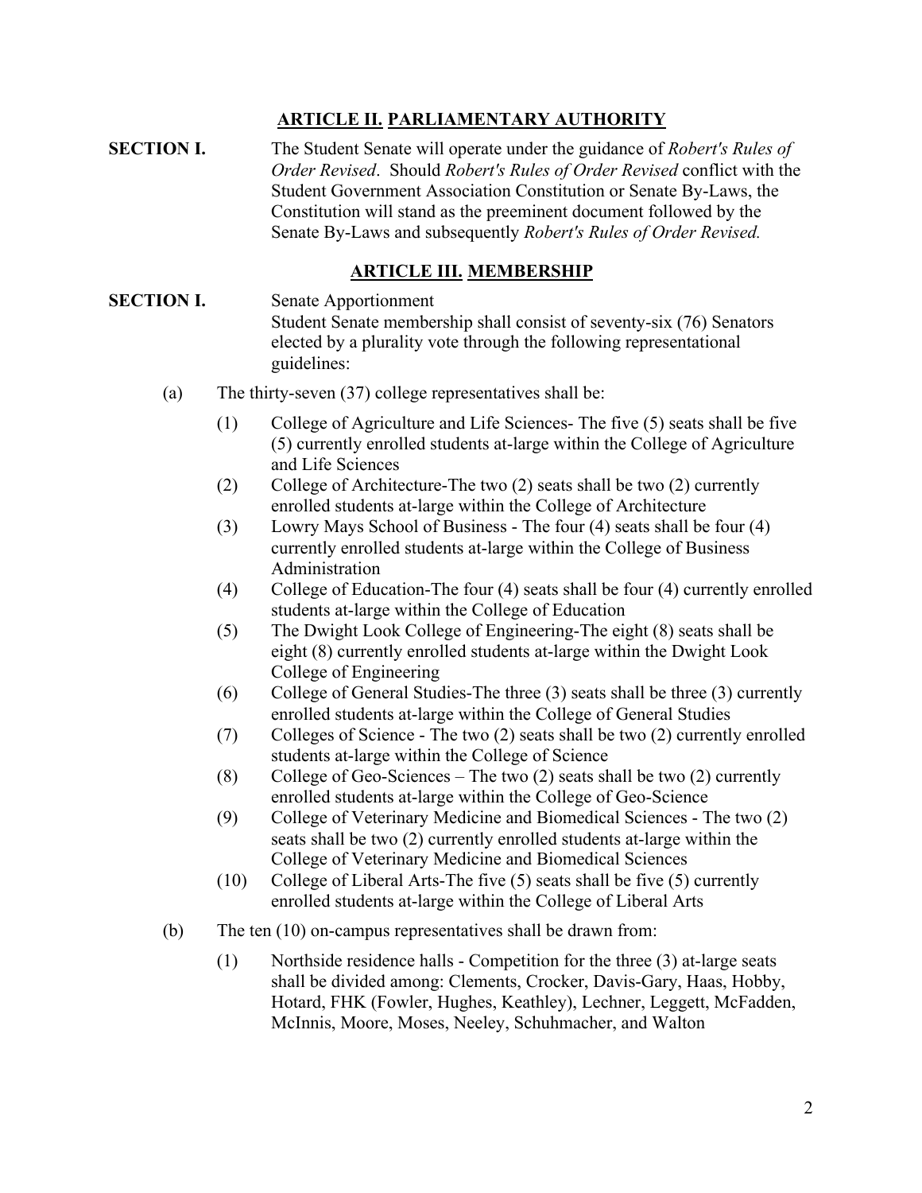## **ARTICLE II. PARLIAMENTARY AUTHORITY**

**SECTION I.** The Student Senate will operate under the guidance of *Robert's Rules of Order Revised*. Should *Robert's Rules of Order Revised* conflict with the Student Government Association Constitution or Senate By-Laws, the Constitution will stand as the preeminent document followed by the Senate By-Laws and subsequently *Robert's Rules of Order Revised.*

## **ARTICLE III. MEMBERSHIP**

**SECTION I.** Senate Apportionment

Student Senate membership shall consist of seventy-six (76) Senators elected by a plurality vote through the following representational guidelines:

(a) The thirty-seven (37) college representatives shall be:

- (1) College of Agriculture and Life Sciences- The five (5) seats shall be five (5) currently enrolled students at-large within the College of Agriculture and Life Sciences
- (2) College of Architecture-The two (2) seats shall be two (2) currently enrolled students at-large within the College of Architecture
- (3) Lowry Mays School of Business - The four (4) seats shall be four (4) currently enrolled students at-large within the College of Business Administration
- (4) College of Education-The four (4) seats shall be four (4) currently enrolled students at-large within the College of Education
- (5) The Dwight Look College of Engineering-The eight (8) seats shall be eight (8) currently enrolled students at-large within the Dwight Look College of Engineering
- (6) College of General Studies-The three (3) seats shall be three (3) currently enrolled students at-large within the College of General Studies
- (7) Colleges of Science - The two (2) seats shall be two (2) currently enrolled students at-large within the College of Science
- (8) College of Geo-Sciences – The two (2) seats shall be two (2) currently enrolled students at-large within the College of Geo-Science
- (9) College of Veterinary Medicine and Biomedical Sciences - The two (2) seats shall be two (2) currently enrolled students at-large within the College of Veterinary Medicine and Biomedical Sciences
- (10) College of Liberal Arts-The five (5) seats shall be five (5) currently enrolled students at-large within the College of Liberal Arts

(b) The ten (10) on-campus representatives shall be drawn from:

- (1) Northside residence halls - Competition for the three (3) at-large seats shall be divided among: Clements, Crocker, Davis-Gary, Haas, Hobby, Hotard, FHK (Fowler, Hughes, Keathley), Lechner, Leggett, McFadden, McInnis, Moore, Moses, Neeley, Schuhmacher, and Walton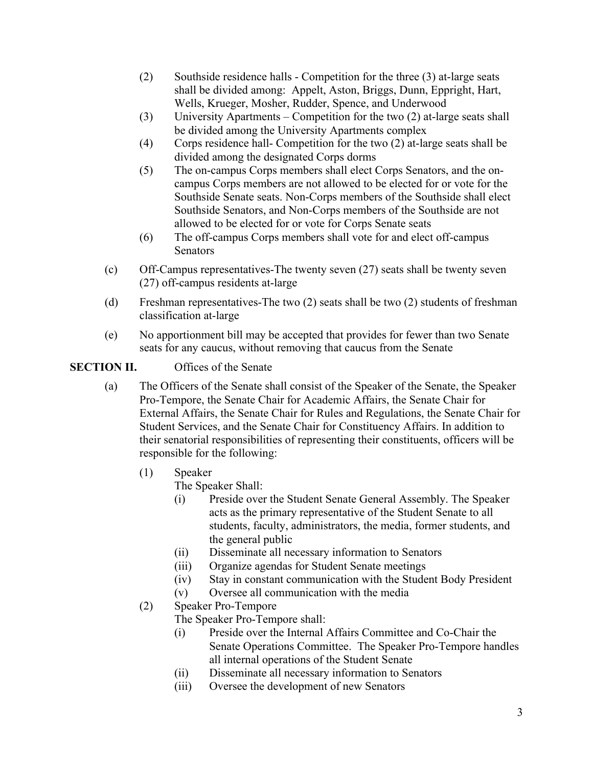(2) Southside residence halls - Competition for the three (3) at-large seats shall be divided among: Appelt, Aston, Briggs, Dunn, Eppright, Hart, Wells, Krueger, Mosher, Rudder, Spence, and Underwood

(3) University Apartments – Competition for the two (2) at-large seats shall be divided among the University Apartments complex

(4) Corps residence hall- Competition for the two (2) at-large seats shall be divided among the designated Corps dorms

(5) The on-campus Corps members shall elect Corps Senators, and the on-campus Corps members are not allowed to be elected for or vote for the Southside Senate seats. Non-Corps members of the Southside shall elect Southside Senators, and Non-Corps members of the Southside are not allowed to be elected for or vote for Corps Senate seats

(6) The off-campus Corps members shall vote for and elect off-campus Senators

(c) Off-Campus representatives-The twenty seven (27) seats shall be twenty seven (27) off-campus residents at-large

(d) Freshman representatives-The two (2) seats shall be two (2) students of freshman classification at-large

(e) No apportionment bill may be accepted that provides for fewer than two Senate seats for any caucus, without removing that caucus from the Senate

**SECTION II.** Offices of the Senate

(a) The Officers of the Senate shall consist of the Speaker of the Senate, the Speaker Pro-Tempore, the Senate Chair for Academic Affairs, the Senate Chair for External Affairs, the Senate Chair for Rules and Regulations, the Senate Chair for Student Services, and the Senate Chair for Constituency Affairs. In addition to their senatorial responsibilities of representing their constituents, officers will be responsible for the following:

(1) Speaker

The Speaker Shall:

(i) Preside over the Student Senate General Assembly. The Speaker acts as the primary representative of the Student Senate to all students, faculty, administrators, the media, former students, and the general public

(ii) Disseminate all necessary information to Senators

(iii) Organize agendas for Student Senate meetings

(iv) Stay in constant communication with the Student Body President

(v) Oversee all communication with the media

(2) Speaker Pro-Tempore

The Speaker Pro-Tempore shall:

(i) Preside over the Internal Affairs Committee and Co-Chair the Senate Operations Committee. The Speaker Pro-Tempore handles all internal operations of the Student Senate

(ii) Disseminate all necessary information to Senators

(iii) Oversee the development of new Senators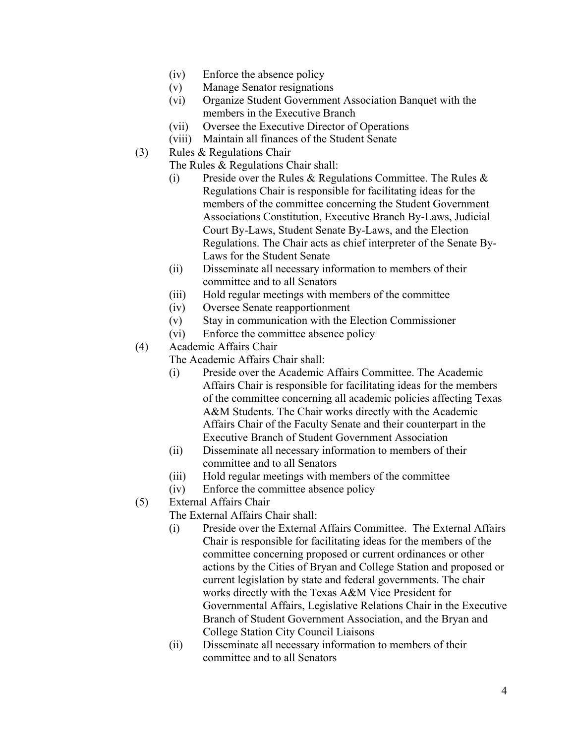- (iv) Enforce the absence policy
- (v) Manage Senator resignations
- (vi) Organize Student Government Association Banquet with the members in the Executive Branch
- (vii) Oversee the Executive Director of Operations
- (viii) Maintain all finances of the Student Senate

(3) Rules & Regulations Chair

The Rules & Regulations Chair shall:

- (i) Preside over the Rules & Regulations Committee. The Rules & Regulations Chair is responsible for facilitating ideas for the members of the committee concerning the Student Government Associations Constitution, Executive Branch By-Laws, Judicial Court By-Laws, Student Senate By-Laws, and the Election Regulations. The Chair acts as chief interpreter of the Senate By-Laws for the Student Senate
- (ii) Disseminate all necessary information to members of their committee and to all Senators
- (iii) Hold regular meetings with members of the committee
- (iv) Oversee Senate reapportionment
- (v) Stay in communication with the Election Commissioner
- (vi) Enforce the committee absence policy

(4) Academic Affairs Chair

The Academic Affairs Chair shall:

- (i) Preside over the Academic Affairs Committee. The Academic Affairs Chair is responsible for facilitating ideas for the members of the committee concerning all academic policies affecting Texas A&M Students. The Chair works directly with the Academic Affairs Chair of the Faculty Senate and their counterpart in the Executive Branch of Student Government Association
- (ii) Disseminate all necessary information to members of their committee and to all Senators
- (iii) Hold regular meetings with members of the committee
- (iv) Enforce the committee absence policy

(5) External Affairs Chair

The External Affairs Chair shall:

- (i) Preside over the External Affairs Committee. The External Affairs Chair is responsible for facilitating ideas for the members of the committee concerning proposed or current ordinances or other actions by the Cities of Bryan and College Station and proposed or current legislation by state and federal governments. The chair works directly with the Texas A&M Vice President for Governmental Affairs, Legislative Relations Chair in the Executive Branch of Student Government Association, and the Bryan and College Station City Council Liaisons
- (ii) Disseminate all necessary information to members of their committee and to all Senators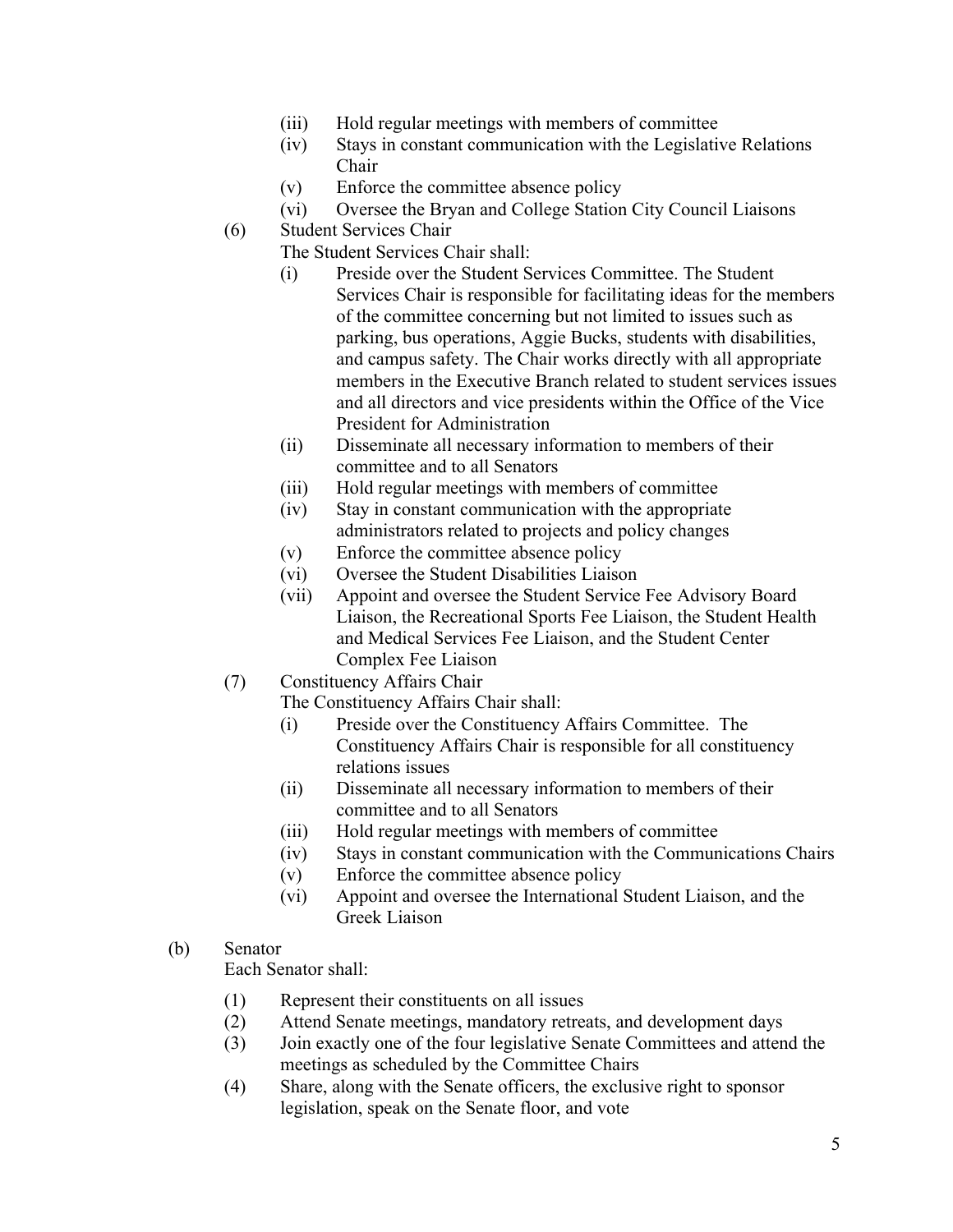(iii) Hold regular meetings with members of committee

(iv) Stays in constant communication with the Legislative Relations Chair

(v) Enforce the committee absence policy

(vi) Oversee the Bryan and College Station City Council Liaisons

(6) Student Services Chair

The Student Services Chair shall:

(i) Preside over the Student Services Committee. The Student Services Chair is responsible for facilitating ideas for the members of the committee concerning but not limited to issues such as parking, bus operations, Aggie Bucks, students with disabilities, and campus safety. The Chair works directly with all appropriate members in the Executive Branch related to student services issues and all directors and vice presidents within the Office of the Vice President for Administration

(ii) Disseminate all necessary information to members of their committee and to all Senators

(iii) Hold regular meetings with members of committee

(iv) Stay in constant communication with the appropriate administrators related to projects and policy changes

(v) Enforce the committee absence policy

(vi) Oversee the Student Disabilities Liaison

(vii) Appoint and oversee the Student Service Fee Advisory Board Liaison, the Recreational Sports Fee Liaison, the Student Health and Medical Services Fee Liaison, and the Student Center Complex Fee Liaison

(7) Constituency Affairs Chair

The Constituency Affairs Chair shall:

(i) Preside over the Constituency Affairs Committee. The Constituency Affairs Chair is responsible for all constituency relations issues

(ii) Disseminate all necessary information to members of their committee and to all Senators

(iii) Hold regular meetings with members of committee

(iv) Stays in constant communication with the Communications Chairs

(v) Enforce the committee absence policy

(vi) Appoint and oversee the International Student Liaison, and the Greek Liaison

(b) Senator

Each Senator shall:

(1) Represent their constituents on all issues

(2) Attend Senate meetings, mandatory retreats, and development days

(3) Join exactly one of the four legislative Senate Committees and attend the meetings as scheduled by the Committee Chairs

(4) Share, along with the Senate officers, the exclusive right to sponsor legislation, speak on the Senate floor, and vote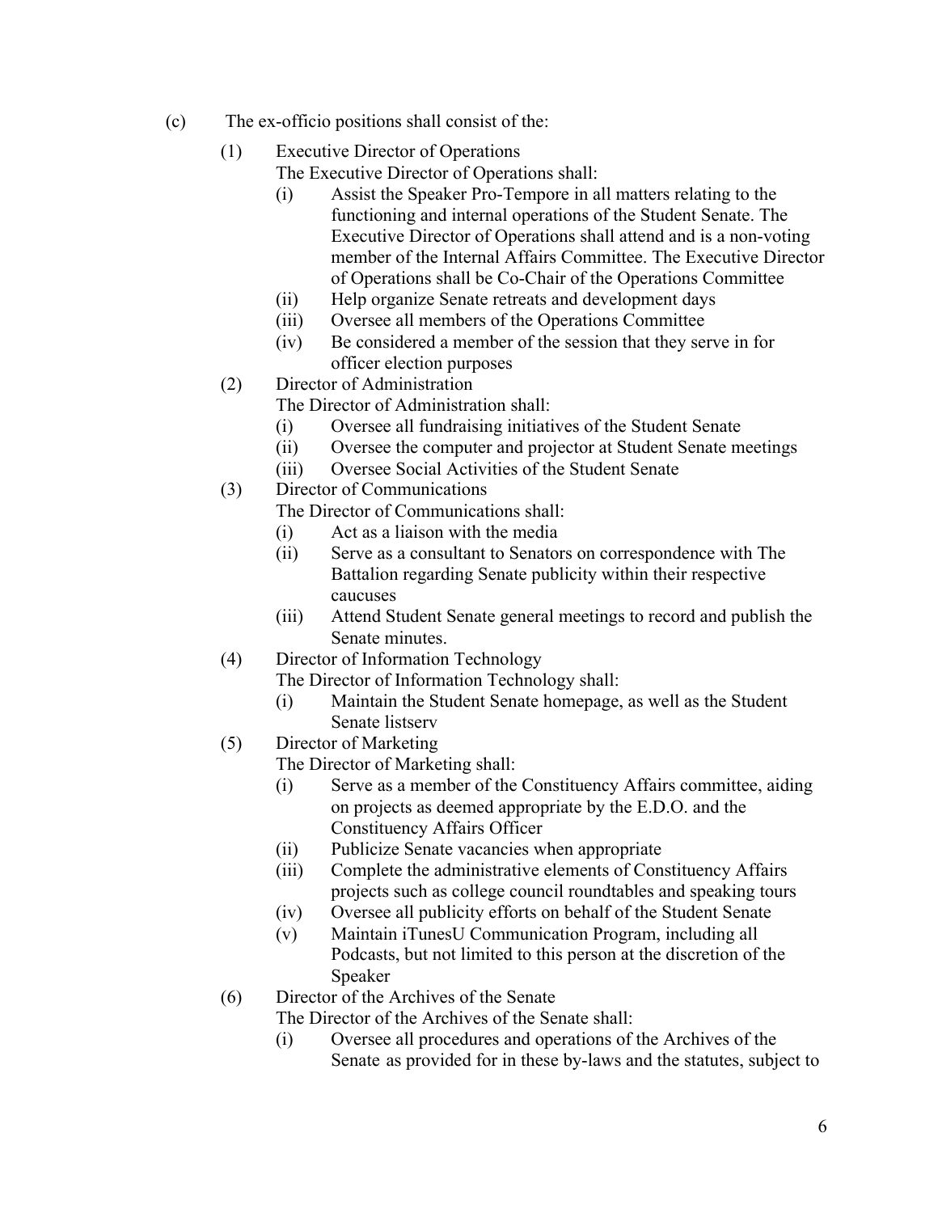(c) The ex-officio positions shall consist of the:

(1) Executive Director of Operations
The Executive Director of Operations shall:
   (i) Assist the Speaker Pro-Tempore in all matters relating to the functioning and internal operations of the Student Senate. The Executive Director of Operations shall attend and is a non-voting member of the Internal Affairs Committee. The Executive Director of Operations shall be Co-Chair of the Operations Committee
   (ii) Help organize Senate retreats and development days
   (iii) Oversee all members of the Operations Committee
   (iv) Be considered a member of the session that they serve in for officer election purposes

(2) Director of Administration
The Director of Administration shall:
   (i) Oversee all fundraising initiatives of the Student Senate
   (ii) Oversee the computer and projector at Student Senate meetings
   (iii) Oversee Social Activities of the Student Senate

(3) Director of Communications
The Director of Communications shall:
   (i) Act as a liaison with the media
   (ii) Serve as a consultant to Senators on correspondence with The Battalion regarding Senate publicity within their respective caucuses
   (iii) Attend Student Senate general meetings to record and publish the Senate minutes.

(4) Director of Information Technology
The Director of Information Technology shall:
   (i) Maintain the Student Senate homepage, as well as the Student Senate listserv

(5) Director of Marketing
The Director of Marketing shall:
   (i) Serve as a member of the Constituency Affairs committee, aiding on projects as deemed appropriate by the E.D.O. and the Constituency Affairs Officer
   (ii) Publicize Senate vacancies when appropriate
   (iii) Complete the administrative elements of Constituency Affairs projects such as college council roundtables and speaking tours
   (iv) Oversee all publicity efforts on behalf of the Student Senate
   (v) Maintain iTunesU Communication Program, including all Podcasts, but not limited to this person at the discretion of the Speaker

(6) Director of the Archives of the Senate
The Director of the Archives of the Senate shall:
   (i) Oversee all procedures and operations of the Archives of the Senate as provided for in these by-laws and the statutes, subject to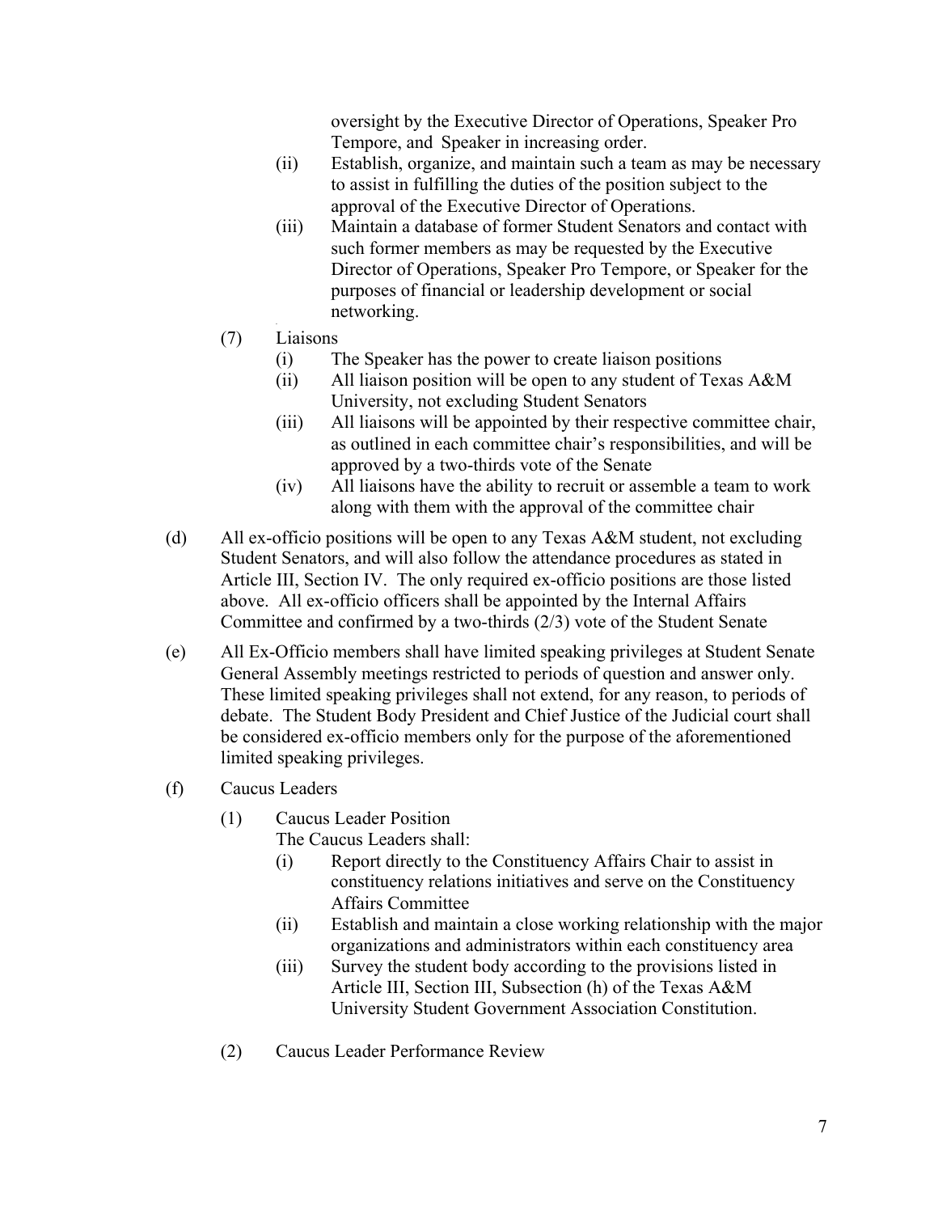oversight by the Executive Director of Operations, Speaker Pro Tempore, and Speaker in increasing order.

- (ii) Establish, organize, and maintain such a team as may be necessary to assist in fulfilling the duties of the position subject to the approval of the Executive Director of Operations.
- (iii) Maintain a database of former Student Senators and contact with such former members as may be requested by the Executive Director of Operations, Speaker Pro Tempore, or Speaker for the purposes of financial or leadership development or social networking.

(7) Liaisons

- (i) The Speaker has the power to create liaison positions
- (ii) All liaison position will be open to any student of Texas A&M University, not excluding Student Senators
- (iii) All liaisons will be appointed by their respective committee chair, as outlined in each committee chair's responsibilities, and will be approved by a two-thirds vote of the Senate
- (iv) All liaisons have the ability to recruit or assemble a team to work along with them with the approval of the committee chair

(d) All ex-officio positions will be open to any Texas A&M student, not excluding Student Senators, and will also follow the attendance procedures as stated in Article III, Section IV. The only required ex-officio positions are those listed above. All ex-officio officers shall be appointed by the Internal Affairs Committee and confirmed by a two-thirds (2/3) vote of the Student Senate

(e) All Ex-Officio members shall have limited speaking privileges at Student Senate General Assembly meetings restricted to periods of question and answer only. These limited speaking privileges shall not extend, for any reason, to periods of debate. The Student Body President and Chief Justice of the Judicial court shall be considered ex-officio members only for the purpose of the aforementioned limited speaking privileges.

(f) Caucus Leaders

(1) Caucus Leader Position

The Caucus Leaders shall:

- (i) Report directly to the Constituency Affairs Chair to assist in constituency relations initiatives and serve on the Constituency Affairs Committee
- (ii) Establish and maintain a close working relationship with the major organizations and administrators within each constituency area
- (iii) Survey the student body according to the provisions listed in Article III, Section III, Subsection (h) of the Texas A&M University Student Government Association Constitution.

(2) Caucus Leader Performance Review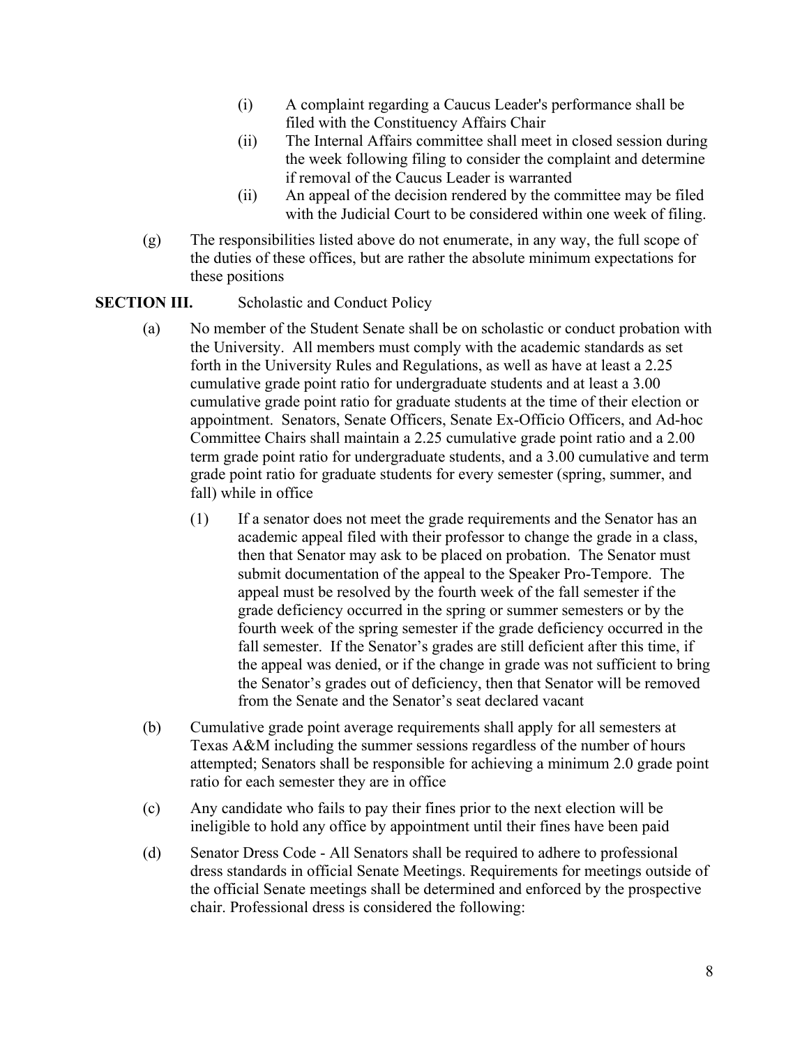(i) A complaint regarding a Caucus Leader's performance shall be filed with the Constituency Affairs Chair

(ii) The Internal Affairs committee shall meet in closed session during the week following filing to consider the complaint and determine if removal of the Caucus Leader is warranted

(ii) An appeal of the decision rendered by the committee may be filed with the Judicial Court to be considered within one week of filing.

(g) The responsibilities listed above do not enumerate, in any way, the full scope of the duties of these offices, but are rather the absolute minimum expectations for these positions

**SECTION III.** Scholastic and Conduct Policy

(a) No member of the Student Senate shall be on scholastic or conduct probation with the University. All members must comply with the academic standards as set forth in the University Rules and Regulations, as well as have at least a 2.25 cumulative grade point ratio for undergraduate students and at least a 3.00 cumulative grade point ratio for graduate students at the time of their election or appointment. Senators, Senate Officers, Senate Ex-Officio Officers, and Ad-hoc Committee Chairs shall maintain a 2.25 cumulative grade point ratio and a 2.00 term grade point ratio for undergraduate students, and a 3.00 cumulative and term grade point ratio for graduate students for every semester (spring, summer, and fall) while in office

(1) If a senator does not meet the grade requirements and the Senator has an academic appeal filed with their professor to change the grade in a class, then that Senator may ask to be placed on probation. The Senator must submit documentation of the appeal to the Speaker Pro-Tempore. The appeal must be resolved by the fourth week of the fall semester if the grade deficiency occurred in the spring or summer semesters or by the fourth week of the spring semester if the grade deficiency occurred in the fall semester. If the Senator's grades are still deficient after this time, if the appeal was denied, or if the change in grade was not sufficient to bring the Senator's grades out of deficiency, then that Senator will be removed from the Senate and the Senator's seat declared vacant

(b) Cumulative grade point average requirements shall apply for all semesters at Texas A&M including the summer sessions regardless of the number of hours attempted; Senators shall be responsible for achieving a minimum 2.0 grade point ratio for each semester they are in office

(c) Any candidate who fails to pay their fines prior to the next election will be ineligible to hold any office by appointment until their fines have been paid

(d) Senator Dress Code - All Senators shall be required to adhere to professional dress standards in official Senate Meetings. Requirements for meetings outside of the official Senate meetings shall be determined and enforced by the prospective chair. Professional dress is considered the following: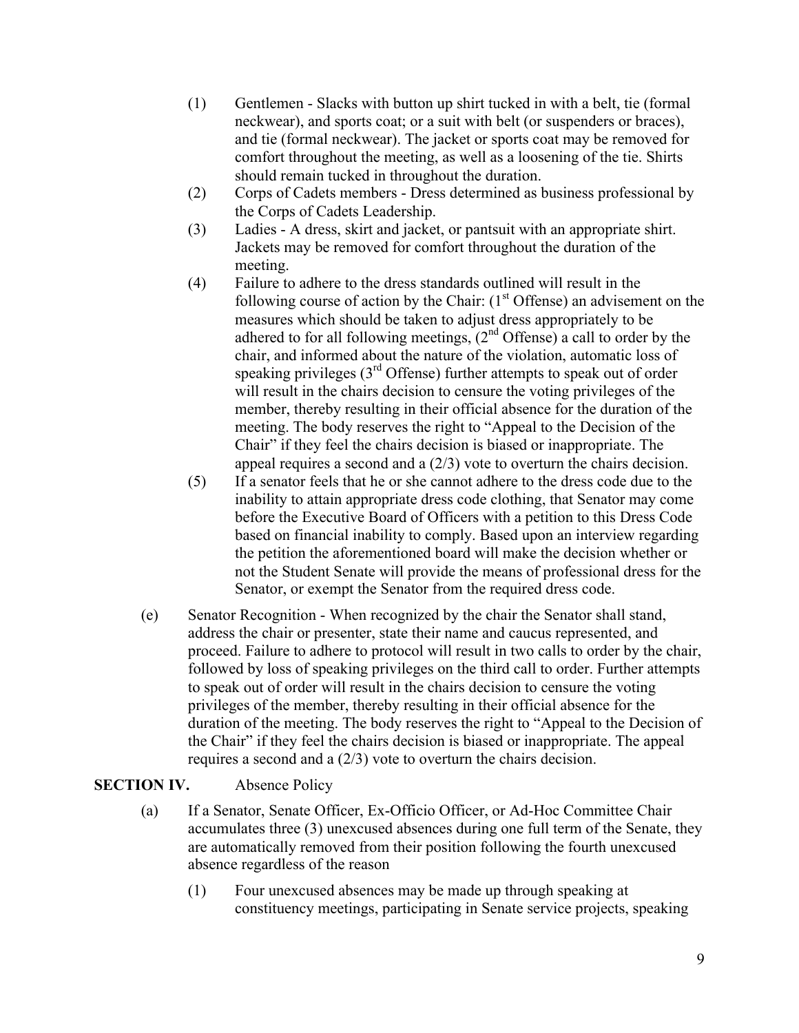(1) Gentlemen - Slacks with button up shirt tucked in with a belt, tie (formal neckwear), and sports coat; or a suit with belt (or suspenders or braces), and tie (formal neckwear). The jacket or sports coat may be removed for comfort throughout the meeting, as well as a loosening of the tie. Shirts should remain tucked in throughout the duration.

(2) Corps of Cadets members - Dress determined as business professional by the Corps of Cadets Leadership.

(3) Ladies - A dress, skirt and jacket, or pantsuit with an appropriate shirt. Jackets may be removed for comfort throughout the duration of the meeting.

(4) Failure to adhere to the dress standards outlined will result in the following course of action by the Chair: (1st Offense) an advisement on the measures which should be taken to adjust dress appropriately to be adhered to for all following meetings, (2nd Offense) a call to order by the chair, and informed about the nature of the violation, automatic loss of speaking privileges (3rd Offense) further attempts to speak out of order will result in the chairs decision to censure the voting privileges of the member, thereby resulting in their official absence for the duration of the meeting. The body reserves the right to "Appeal to the Decision of the Chair" if they feel the chairs decision is biased or inappropriate. The appeal requires a second and a (2/3) vote to overturn the chairs decision.

(5) If a senator feels that he or she cannot adhere to the dress code due to the inability to attain appropriate dress code clothing, that Senator may come before the Executive Board of Officers with a petition to this Dress Code based on financial inability to comply. Based upon an interview regarding the petition the aforementioned board will make the decision whether or not the Student Senate will provide the means of professional dress for the Senator, or exempt the Senator from the required dress code.

(e) Senator Recognition - When recognized by the chair the Senator shall stand, address the chair or presenter, state their name and caucus represented, and proceed. Failure to adhere to protocol will result in two calls to order by the chair, followed by loss of speaking privileges on the third call to order. Further attempts to speak out of order will result in the chairs decision to censure the voting privileges of the member, thereby resulting in their official absence for the duration of the meeting. The body reserves the right to "Appeal to the Decision of the Chair" if they feel the chairs decision is biased or inappropriate. The appeal requires a second and a (2/3) vote to overturn the chairs decision.

**SECTION IV.** Absence Policy

(a) If a Senator, Senate Officer, Ex-Officio Officer, or Ad-Hoc Committee Chair accumulates three (3) unexcused absences during one full term of the Senate, they are automatically removed from their position following the fourth unexcused absence regardless of the reason

(1) Four unexcused absences may be made up through speaking at constituency meetings, participating in Senate service projects, speaking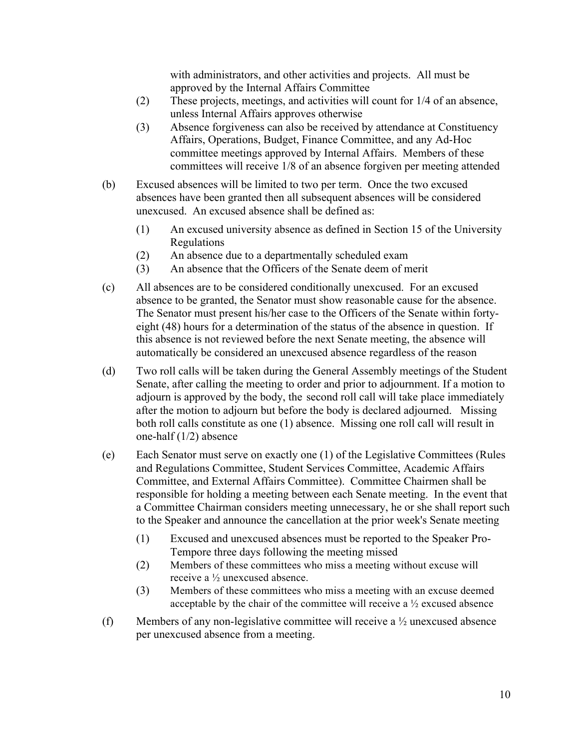with administrators, and other activities and projects. All must be approved by the Internal Affairs Committee

(2) These projects, meetings, and activities will count for 1/4 of an absence, unless Internal Affairs approves otherwise

(3) Absence forgiveness can also be received by attendance at Constituency Affairs, Operations, Budget, Finance Committee, and any Ad-Hoc committee meetings approved by Internal Affairs. Members of these committees will receive 1/8 of an absence forgiven per meeting attended

(b) Excused absences will be limited to two per term. Once the two excused absences have been granted then all subsequent absences will be considered unexcused. An excused absence shall be defined as:

(1) An excused university absence as defined in Section 15 of the University Regulations

(2) An absence due to a departmentally scheduled exam

(3) An absence that the Officers of the Senate deem of merit

(c) All absences are to be considered conditionally unexcused. For an excused absence to be granted, the Senator must show reasonable cause for the absence. The Senator must present his/her case to the Officers of the Senate within forty-eight (48) hours for a determination of the status of the absence in question. If this absence is not reviewed before the next Senate meeting, the absence will automatically be considered an unexcused absence regardless of the reason

(d) Two roll calls will be taken during the General Assembly meetings of the Student Senate, after calling the meeting to order and prior to adjournment. If a motion to adjourn is approved by the body, the second roll call will take place immediately after the motion to adjourn but before the body is declared adjourned. Missing both roll calls constitute as one (1) absence. Missing one roll call will result in one-half (1/2) absence

(e) Each Senator must serve on exactly one (1) of the Legislative Committees (Rules and Regulations Committee, Student Services Committee, Academic Affairs Committee, and External Affairs Committee). Committee Chairmen shall be responsible for holding a meeting between each Senate meeting. In the event that a Committee Chairman considers meeting unnecessary, he or she shall report such to the Speaker and announce the cancellation at the prior week's Senate meeting

(1) Excused and unexcused absences must be reported to the Speaker Pro-Tempore three days following the meeting missed

(2) Members of these committees who miss a meeting without excuse will receive a ½ unexcused absence.

(3) Members of these committees who miss a meeting with an excuse deemed acceptable by the chair of the committee will receive a ½ excused absence

(f) Members of any non-legislative committee will receive a ½ unexcused absence per unexcused absence from a meeting.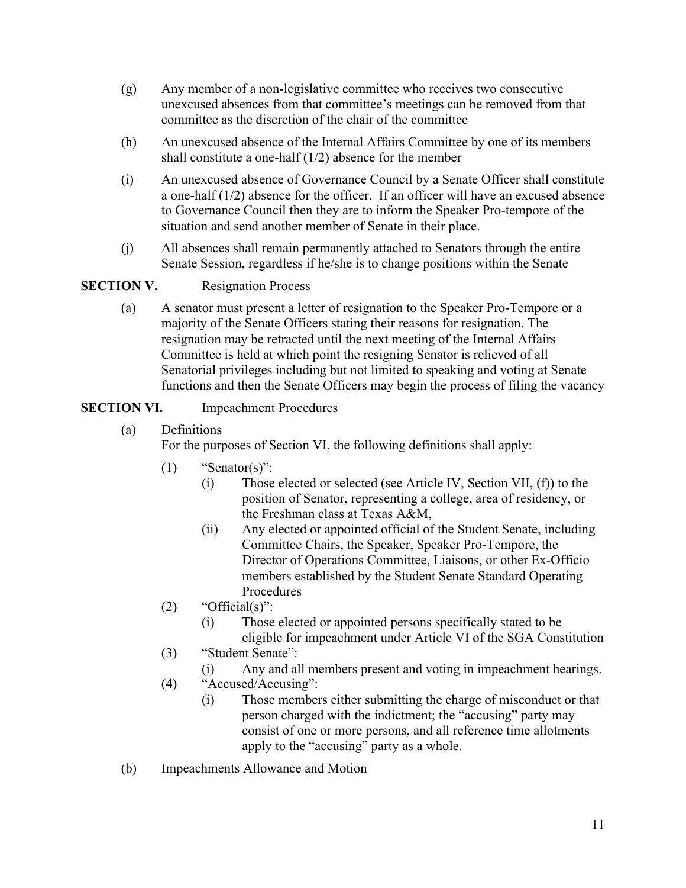(g) Any member of a non-legislative committee who receives two consecutive unexcused absences from that committee's meetings can be removed from that committee as the discretion of the chair of the committee

(h) An unexcused absence of the Internal Affairs Committee by one of its members shall constitute a one-half (1/2) absence for the member

(i) An unexcused absence of Governance Council by a Senate Officer shall constitute a one-half (1/2) absence for the officer. If an officer will have an excused absence to Governance Council then they are to inform the Speaker Pro-tempore of the situation and send another member of Senate in their place.

(j) All absences shall remain permanently attached to Senators through the entire Senate Session, regardless if he/she is to change positions within the Senate

**SECTION V.** Resignation Process

(a) A senator must present a letter of resignation to the Speaker Pro-Tempore or a majority of the Senate Officers stating their reasons for resignation. The resignation may be retracted until the next meeting of the Internal Affairs Committee is held at which point the resigning Senator is relieved of all Senatorial privileges including but not limited to speaking and voting at Senate functions and then the Senate Officers may begin the process of filing the vacancy

**SECTION VI.** Impeachment Procedures

(a) Definitions
For the purposes of Section VI, the following definitions shall apply:

- (1) "Senator(s)":
  - (i) Those elected or selected (see Article IV, Section VII, (f)) to the position of Senator, representing a college, area of residency, or the Freshman class at Texas A&M,
  - (ii) Any elected or appointed official of the Student Senate, including Committee Chairs, the Speaker, Speaker Pro-Tempore, the Director of Operations Committee, Liaisons, or other Ex-Officio members established by the Student Senate Standard Operating Procedures
- (2) "Official(s)":
  - (i) Those elected or appointed persons specifically stated to be eligible for impeachment under Article VI of the SGA Constitution
- (3) "Student Senate":
  - (i) Any and all members present and voting in impeachment hearings.
- (4) "Accused/Accusing":
  - (i) Those members either submitting the charge of misconduct or that person charged with the indictment; the "accusing" party may consist of one or more persons, and all reference time allotments apply to the "accusing" party as a whole.

(b) Impeachments Allowance and Motion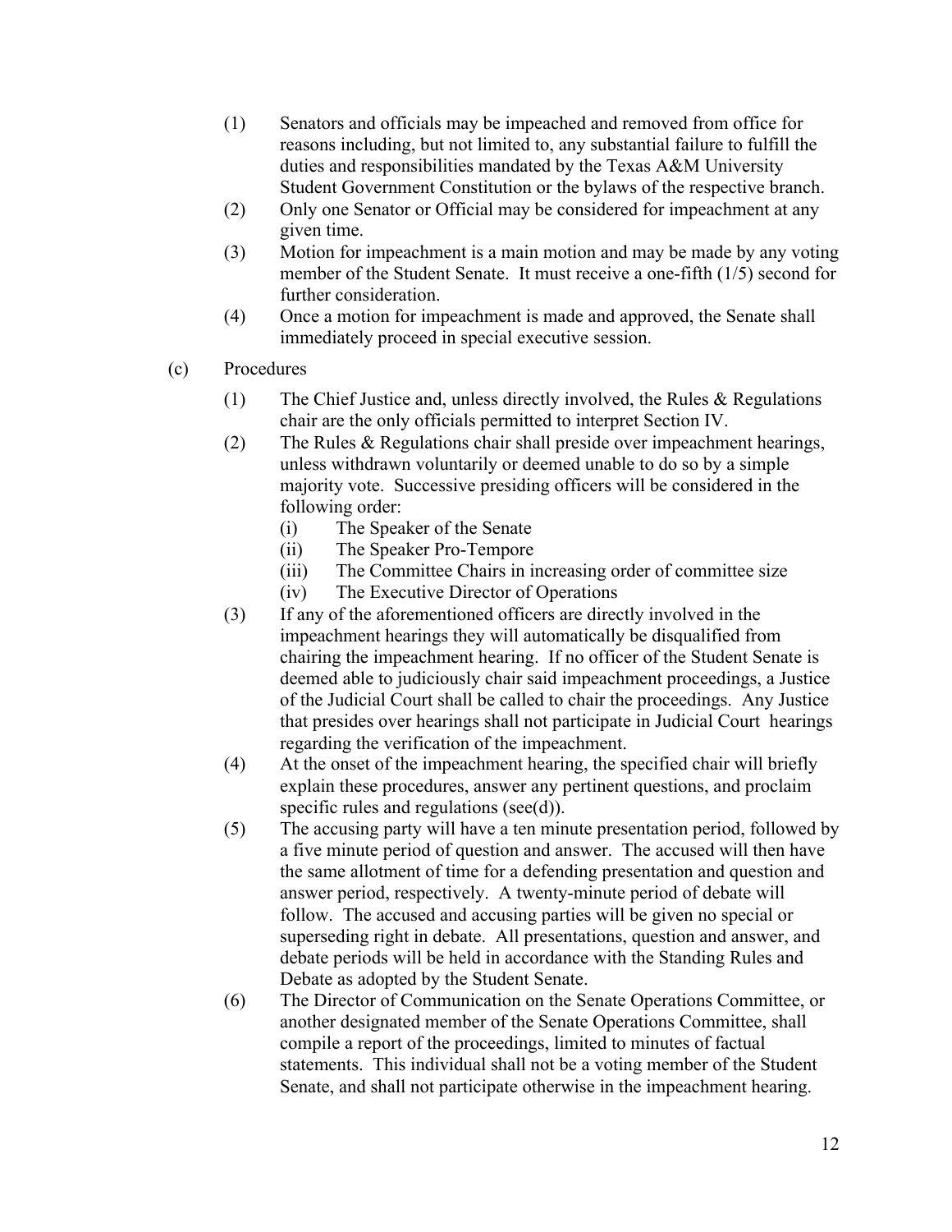(1) Senators and officials may be impeached and removed from office for reasons including, but not limited to, any substantial failure to fulfill the duties and responsibilities mandated by the Texas A&M University Student Government Constitution or the bylaws of the respective branch.

(2) Only one Senator or Official may be considered for impeachment at any given time.

(3) Motion for impeachment is a main motion and may be made by any voting member of the Student Senate. It must receive a one-fifth (1/5) second for further consideration.

(4) Once a motion for impeachment is made and approved, the Senate shall immediately proceed in special executive session.

(c) Procedures

(1) The Chief Justice and, unless directly involved, the Rules & Regulations chair are the only officials permitted to interpret Section IV.

(2) The Rules & Regulations chair shall preside over impeachment hearings, unless withdrawn voluntarily or deemed unable to do so by a simple majority vote. Successive presiding officers will be considered in the following order:

  (i) The Speaker of the Senate
  (ii) The Speaker Pro-Tempore
  (iii) The Committee Chairs in increasing order of committee size
  (iv) The Executive Director of Operations

(3) If any of the aforementioned officers are directly involved in the impeachment hearings they will automatically be disqualified from chairing the impeachment hearing. If no officer of the Student Senate is deemed able to judiciously chair said impeachment proceedings, a Justice of the Judicial Court shall be called to chair the proceedings. Any Justice that presides over hearings shall not participate in Judicial Court hearings regarding the verification of the impeachment.

(4) At the onset of the impeachment hearing, the specified chair will briefly explain these procedures, answer any pertinent questions, and proclaim specific rules and regulations (see(d)).

(5) The accusing party will have a ten minute presentation period, followed by a five minute period of question and answer. The accused will then have the same allotment of time for a defending presentation and question and answer period, respectively. A twenty-minute period of debate will follow. The accused and accusing parties will be given no special or superseding right in debate. All presentations, question and answer, and debate periods will be held in accordance with the Standing Rules and Debate as adopted by the Student Senate.

(6) The Director of Communication on the Senate Operations Committee, or another designated member of the Senate Operations Committee, shall compile a report of the proceedings, limited to minutes of factual statements. This individual shall not be a voting member of the Student Senate, and shall not participate otherwise in the impeachment hearing.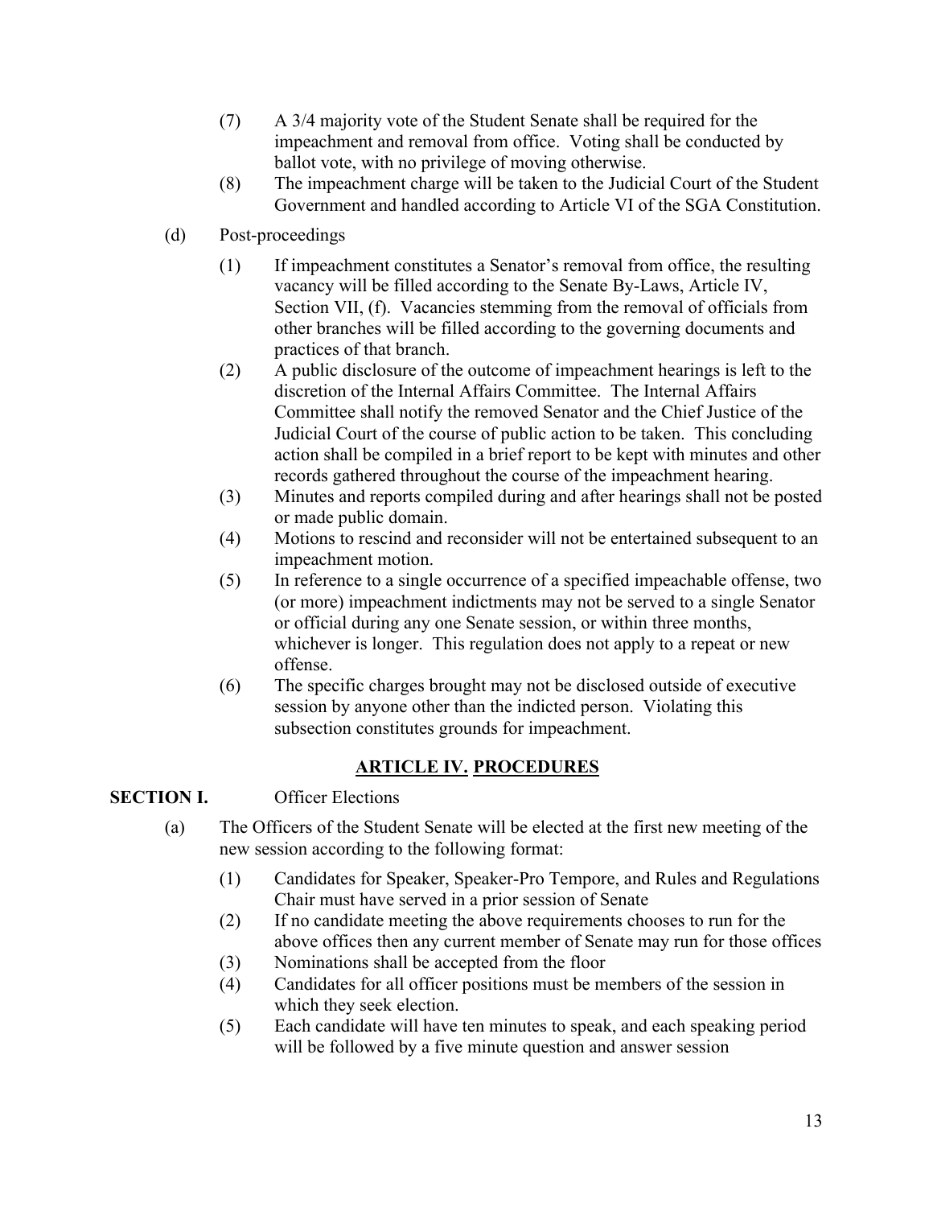(7) A 3/4 majority vote of the Student Senate shall be required for the impeachment and removal from office. Voting shall be conducted by ballot vote, with no privilege of moving otherwise.

(8) The impeachment charge will be taken to the Judicial Court of the Student Government and handled according to Article VI of the SGA Constitution.

(d) Post-proceedings

(1) If impeachment constitutes a Senator's removal from office, the resulting vacancy will be filled according to the Senate By-Laws, Article IV, Section VII, (f). Vacancies stemming from the removal of officials from other branches will be filled according to the governing documents and practices of that branch.

(2) A public disclosure of the outcome of impeachment hearings is left to the discretion of the Internal Affairs Committee. The Internal Affairs Committee shall notify the removed Senator and the Chief Justice of the Judicial Court of the course of public action to be taken. This concluding action shall be compiled in a brief report to be kept with minutes and other records gathered throughout the course of the impeachment hearing.

(3) Minutes and reports compiled during and after hearings shall not be posted or made public domain.

(4) Motions to rescind and reconsider will not be entertained subsequent to an impeachment motion.

(5) In reference to a single occurrence of a specified impeachable offense, two (or more) impeachment indictments may not be served to a single Senator or official during any one Senate session, or within three months, whichever is longer. This regulation does not apply to a repeat or new offense.

(6) The specific charges brought may not be disclosed outside of executive session by anyone other than the indicted person. Violating this subsection constitutes grounds for impeachment.

## <u>ARTICLE IV.</u> <u>PROCEDURES</u>

**SECTION I.** Officer Elections

(a) The Officers of the Student Senate will be elected at the first new meeting of the new session according to the following format:

(1) Candidates for Speaker, Speaker-Pro Tempore, and Rules and Regulations Chair must have served in a prior session of Senate

(2) If no candidate meeting the above requirements chooses to run for the above offices then any current member of Senate may run for those offices

(3) Nominations shall be accepted from the floor

(4) Candidates for all officer positions must be members of the session in which they seek election.

(5) Each candidate will have ten minutes to speak, and each speaking period will be followed by a five minute question and answer session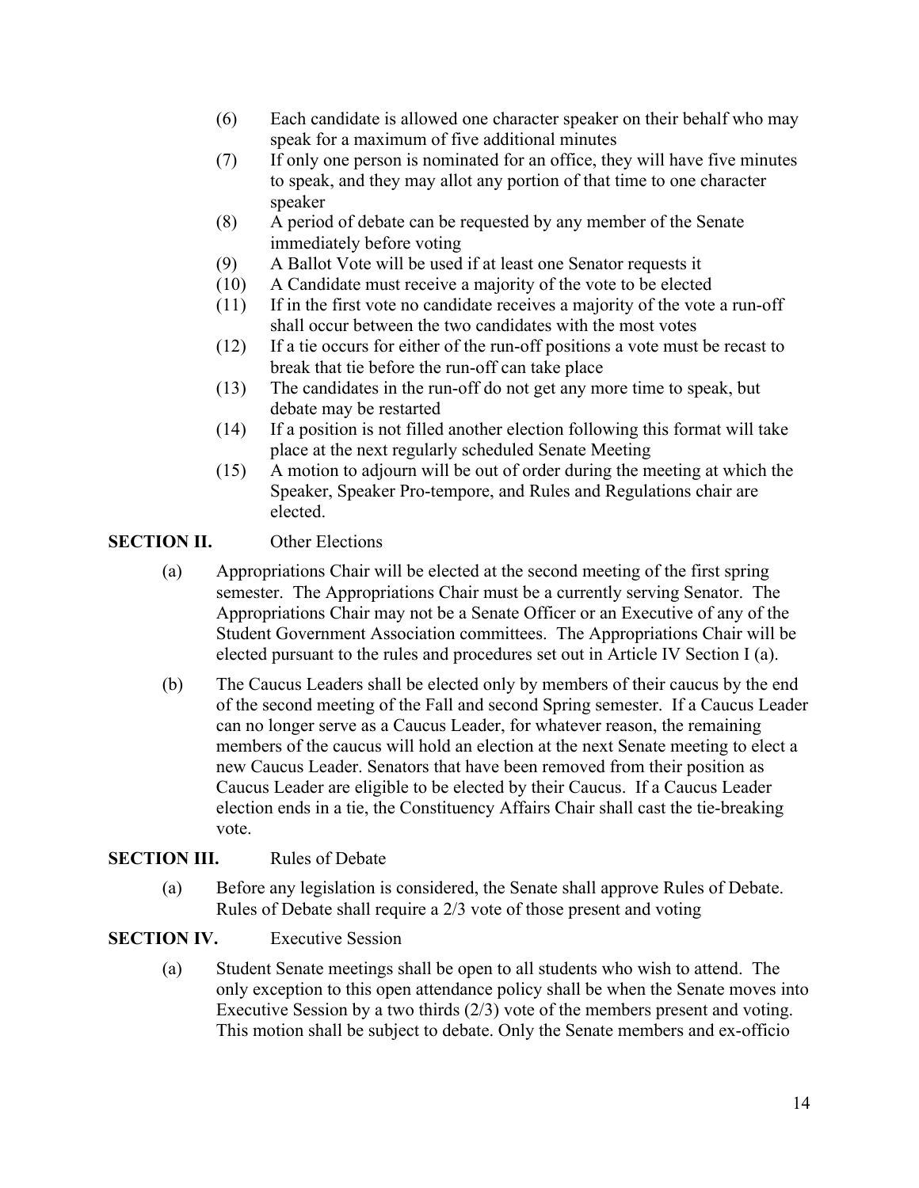(6) Each candidate is allowed one character speaker on their behalf who may speak for a maximum of five additional minutes

(7) If only one person is nominated for an office, they will have five minutes to speak, and they may allot any portion of that time to one character speaker

(8) A period of debate can be requested by any member of the Senate immediately before voting

(9) A Ballot Vote will be used if at least one Senator requests it

(10) A Candidate must receive a majority of the vote to be elected

(11) If in the first vote no candidate receives a majority of the vote a run-off shall occur between the two candidates with the most votes

(12) If a tie occurs for either of the run-off positions a vote must be recast to break that tie before the run-off can take place

(13) The candidates in the run-off do not get any more time to speak, but debate may be restarted

(14) If a position is not filled another election following this format will take place at the next regularly scheduled Senate Meeting

(15) A motion to adjourn will be out of order during the meeting at which the Speaker, Speaker Pro-tempore, and Rules and Regulations chair are elected.

**SECTION II.** Other Elections

(a) Appropriations Chair will be elected at the second meeting of the first spring semester. The Appropriations Chair must be a currently serving Senator. The Appropriations Chair may not be a Senate Officer or an Executive of any of the Student Government Association committees. The Appropriations Chair will be elected pursuant to the rules and procedures set out in Article IV Section I (a).

(b) The Caucus Leaders shall be elected only by members of their caucus by the end of the second meeting of the Fall and second Spring semester. If a Caucus Leader can no longer serve as a Caucus Leader, for whatever reason, the remaining members of the caucus will hold an election at the next Senate meeting to elect a new Caucus Leader. Senators that have been removed from their position as Caucus Leader are eligible to be elected by their Caucus. If a Caucus Leader election ends in a tie, the Constituency Affairs Chair shall cast the tie-breaking vote.

**SECTION III.** Rules of Debate

(a) Before any legislation is considered, the Senate shall approve Rules of Debate. Rules of Debate shall require a 2/3 vote of those present and voting

**SECTION IV.** Executive Session

(a) Student Senate meetings shall be open to all students who wish to attend. The only exception to this open attendance policy shall be when the Senate moves into Executive Session by a two thirds (2/3) vote of the members present and voting. This motion shall be subject to debate. Only the Senate members and ex-officio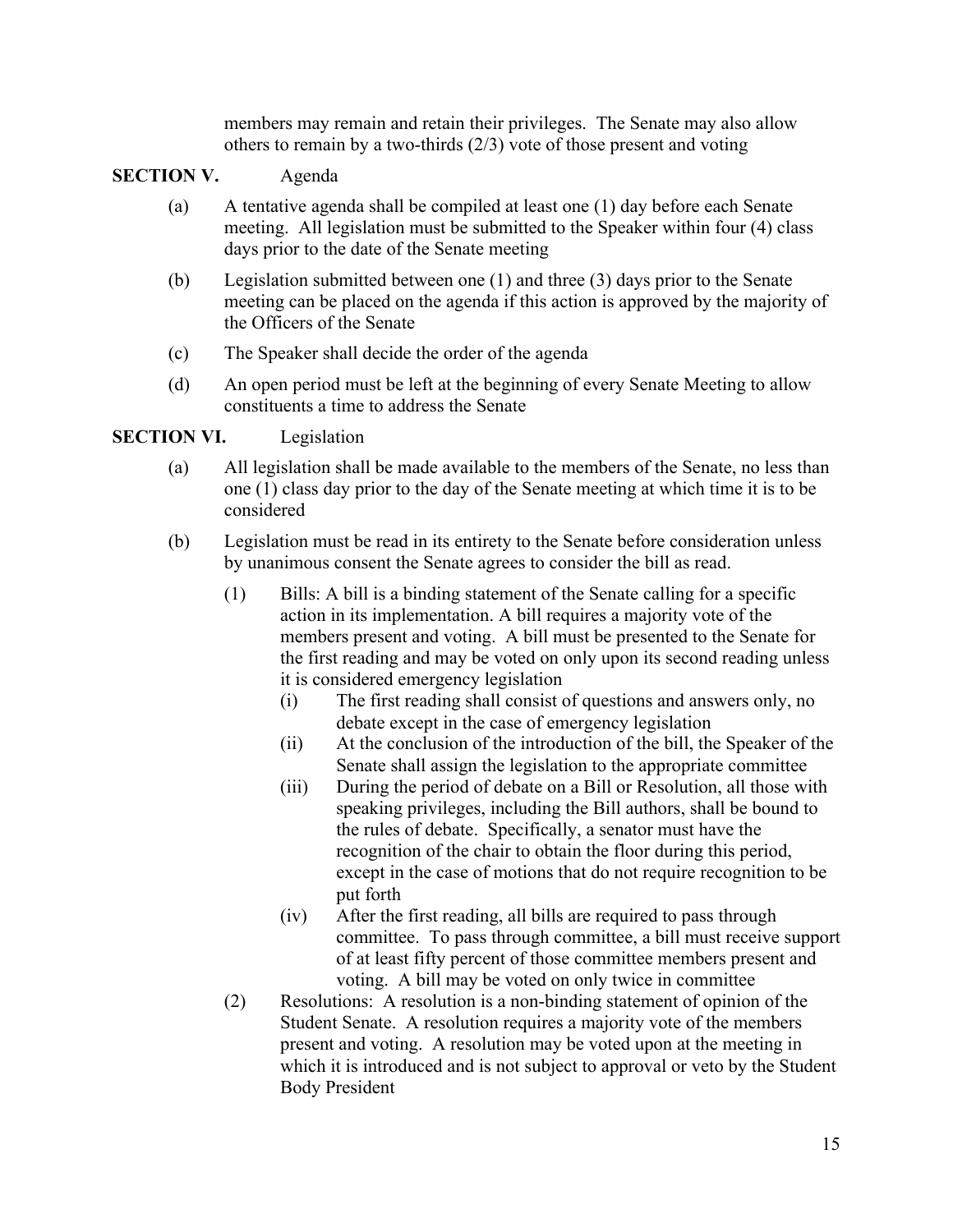members may remain and retain their privileges. The Senate may also allow others to remain by a two-thirds (2/3) vote of those present and voting

**SECTION V.** Agenda

(a) A tentative agenda shall be compiled at least one (1) day before each Senate meeting. All legislation must be submitted to the Speaker within four (4) class days prior to the date of the Senate meeting

(b) Legislation submitted between one (1) and three (3) days prior to the Senate meeting can be placed on the agenda if this action is approved by the majority of the Officers of the Senate

(c) The Speaker shall decide the order of the agenda

(d) An open period must be left at the beginning of every Senate Meeting to allow constituents a time to address the Senate

**SECTION VI.** Legislation

(a) All legislation shall be made available to the members of the Senate, no less than one (1) class day prior to the day of the Senate meeting at which time it is to be considered

(b) Legislation must be read in its entirety to the Senate before consideration unless by unanimous consent the Senate agrees to consider the bill as read.

- (1) Bills: A bill is a binding statement of the Senate calling for a specific action in its implementation. A bill requires a majority vote of the members present and voting. A bill must be presented to the Senate for the first reading and may be voted on only upon its second reading unless it is considered emergency legislation
  - (i) The first reading shall consist of questions and answers only, no debate except in the case of emergency legislation
  - (ii) At the conclusion of the introduction of the bill, the Speaker of the Senate shall assign the legislation to the appropriate committee
  - (iii) During the period of debate on a Bill or Resolution, all those with speaking privileges, including the Bill authors, shall be bound to the rules of debate. Specifically, a senator must have the recognition of the chair to obtain the floor during this period, except in the case of motions that do not require recognition to be put forth
  - (iv) After the first reading, all bills are required to pass through committee. To pass through committee, a bill must receive support of at least fifty percent of those committee members present and voting. A bill may be voted on only twice in committee
- (2) Resolutions: A resolution is a non-binding statement of opinion of the Student Senate. A resolution requires a majority vote of the members present and voting. A resolution may be voted upon at the meeting in which it is introduced and is not subject to approval or veto by the Student Body President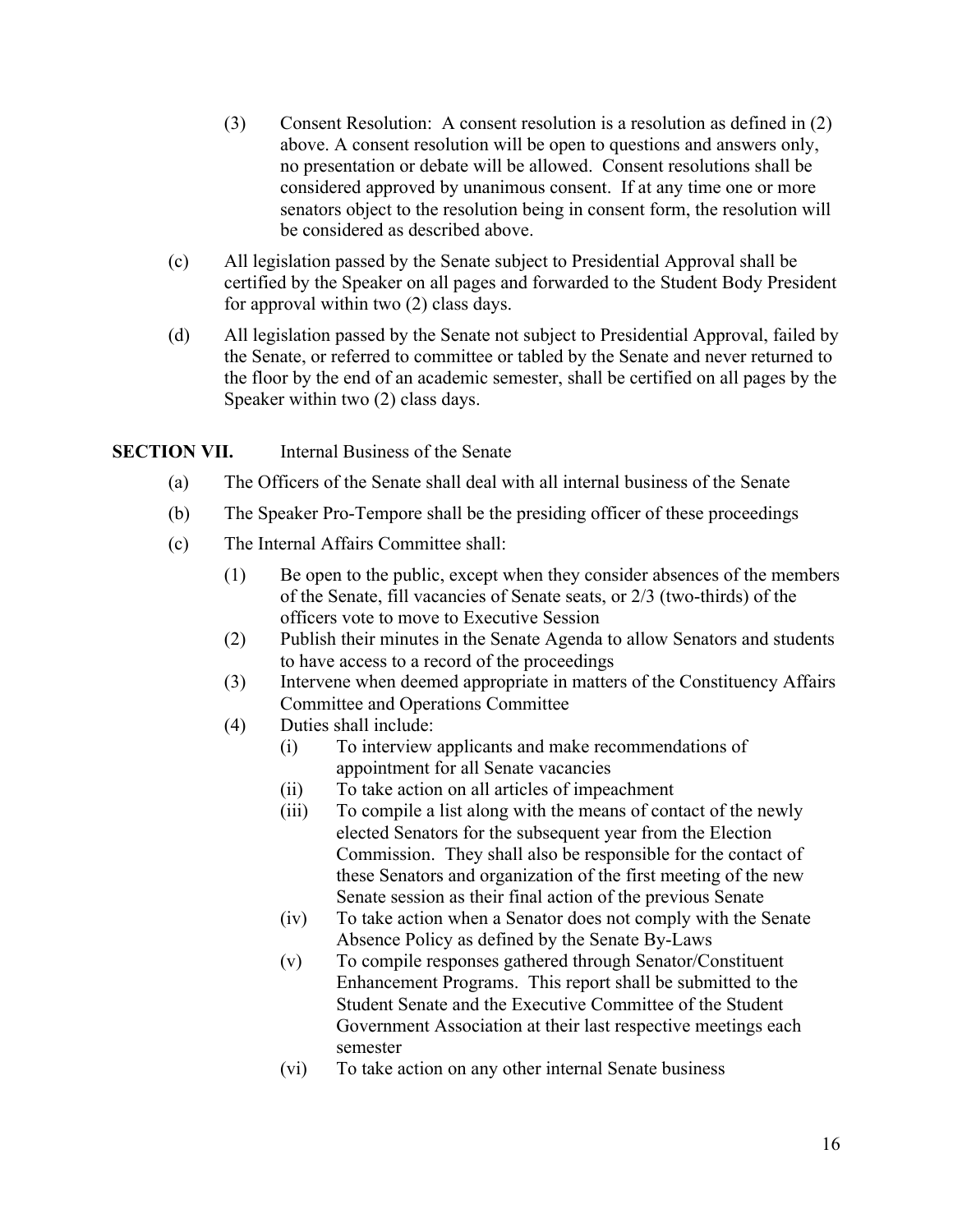(3) Consent Resolution: A consent resolution is a resolution as defined in (2) above. A consent resolution will be open to questions and answers only, no presentation or debate will be allowed. Consent resolutions shall be considered approved by unanimous consent. If at any time one or more senators object to the resolution being in consent form, the resolution will be considered as described above.

(c) All legislation passed by the Senate subject to Presidential Approval shall be certified by the Speaker on all pages and forwarded to the Student Body President for approval within two (2) class days.

(d) All legislation passed by the Senate not subject to Presidential Approval, failed by the Senate, or referred to committee or tabled by the Senate and never returned to the floor by the end of an academic semester, shall be certified on all pages by the Speaker within two (2) class days.

**SECTION VII.** Internal Business of the Senate

(a) The Officers of the Senate shall deal with all internal business of the Senate

(b) The Speaker Pro-Tempore shall be the presiding officer of these proceedings

(c) The Internal Affairs Committee shall:

(1) Be open to the public, except when they consider absences of the members of the Senate, fill vacancies of Senate seats, or 2/3 (two-thirds) of the officers vote to move to Executive Session

(2) Publish their minutes in the Senate Agenda to allow Senators and students to have access to a record of the proceedings

(3) Intervene when deemed appropriate in matters of the Constituency Affairs Committee and Operations Committee

(4) Duties shall include:

(i) To interview applicants and make recommendations of appointment for all Senate vacancies

(ii) To take action on all articles of impeachment

(iii) To compile a list along with the means of contact of the newly elected Senators for the subsequent year from the Election Commission. They shall also be responsible for the contact of these Senators and organization of the first meeting of the new Senate session as their final action of the previous Senate

(iv) To take action when a Senator does not comply with the Senate Absence Policy as defined by the Senate By-Laws

(v) To compile responses gathered through Senator/Constituent Enhancement Programs. This report shall be submitted to the Student Senate and the Executive Committee of the Student Government Association at their last respective meetings each semester

(vi) To take action on any other internal Senate business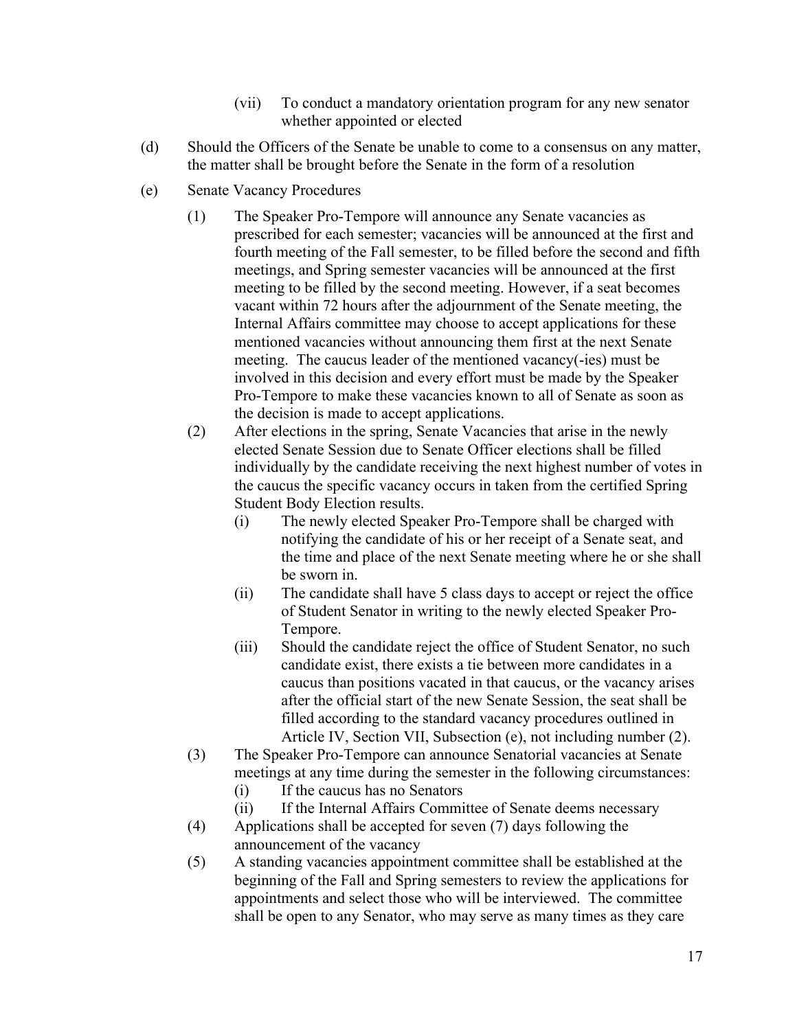(vii) To conduct a mandatory orientation program for any new senator whether appointed or elected

(d) Should the Officers of the Senate be unable to come to a consensus on any matter, the matter shall be brought before the Senate in the form of a resolution

(e) Senate Vacancy Procedures

(1) The Speaker Pro-Tempore will announce any Senate vacancies as prescribed for each semester; vacancies will be announced at the first and fourth meeting of the Fall semester, to be filled before the second and fifth meetings, and Spring semester vacancies will be announced at the first meeting to be filled by the second meeting. However, if a seat becomes vacant within 72 hours after the adjournment of the Senate meeting, the Internal Affairs committee may choose to accept applications for these mentioned vacancies without announcing them first at the next Senate meeting. The caucus leader of the mentioned vacancy(-ies) must be involved in this decision and every effort must be made by the Speaker Pro-Tempore to make these vacancies known to all of Senate as soon as the decision is made to accept applications.

(2) After elections in the spring, Senate Vacancies that arise in the newly elected Senate Session due to Senate Officer elections shall be filled individually by the candidate receiving the next highest number of votes in the caucus the specific vacancy occurs in taken from the certified Spring Student Body Election results.

(i) The newly elected Speaker Pro-Tempore shall be charged with notifying the candidate of his or her receipt of a Senate seat, and the time and place of the next Senate meeting where he or she shall be sworn in.

(ii) The candidate shall have 5 class days to accept or reject the office of Student Senator in writing to the newly elected Speaker Pro-Tempore.

(iii) Should the candidate reject the office of Student Senator, no such candidate exist, there exists a tie between more candidates in a caucus than positions vacated in that caucus, or the vacancy arises after the official start of the new Senate Session, the seat shall be filled according to the standard vacancy procedures outlined in Article IV, Section VII, Subsection (e), not including number (2).

(3) The Speaker Pro-Tempore can announce Senatorial vacancies at Senate meetings at any time during the semester in the following circumstances:

(i) If the caucus has no Senators

(ii) If the Internal Affairs Committee of Senate deems necessary

(4) Applications shall be accepted for seven (7) days following the announcement of the vacancy

(5) A standing vacancies appointment committee shall be established at the beginning of the Fall and Spring semesters to review the applications for appointments and select those who will be interviewed. The committee shall be open to any Senator, who may serve as many times as they care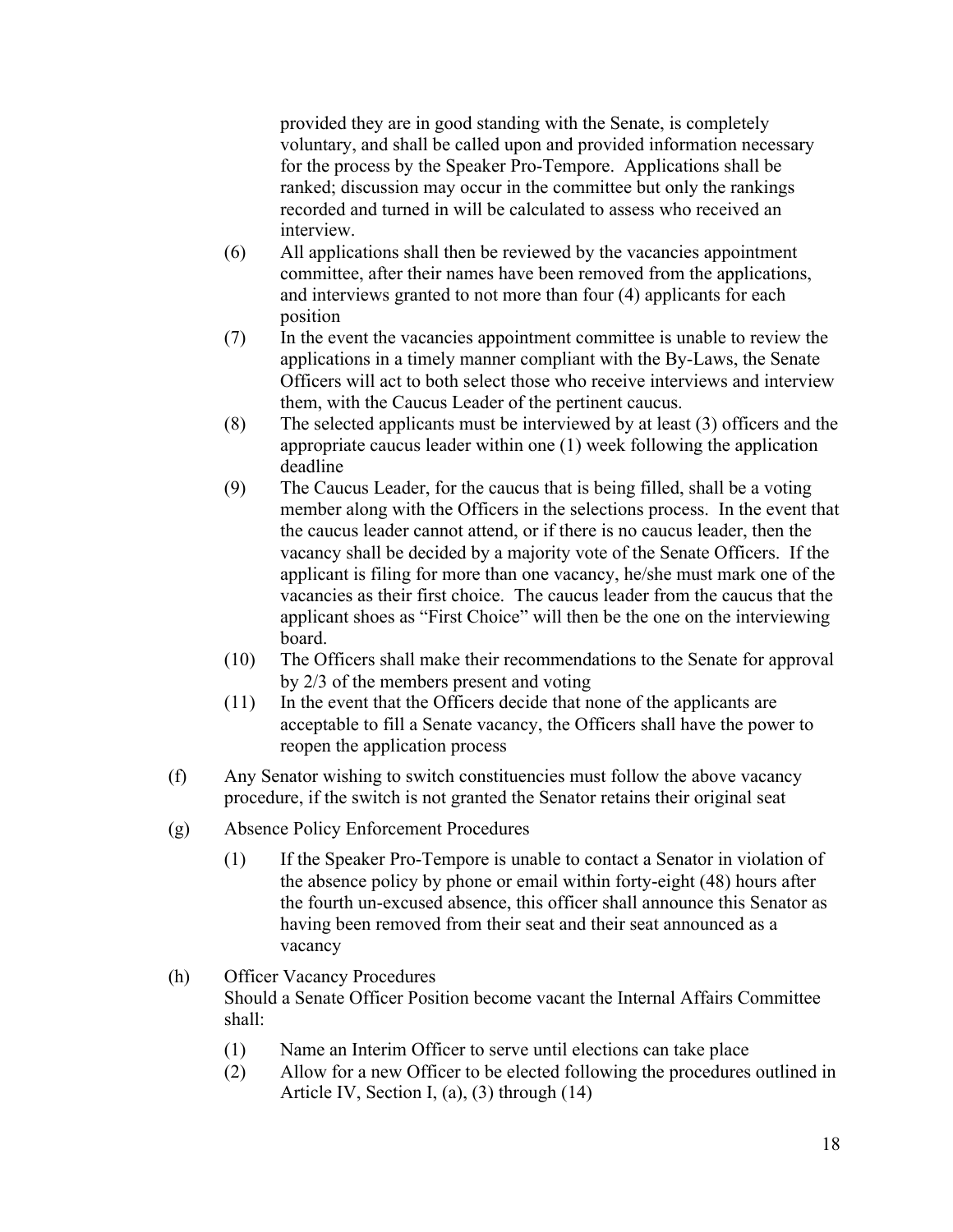provided they are in good standing with the Senate, is completely voluntary, and shall be called upon and provided information necessary for the process by the Speaker Pro-Tempore. Applications shall be ranked; discussion may occur in the committee but only the rankings recorded and turned in will be calculated to assess who received an interview.

(6) All applications shall then be reviewed by the vacancies appointment committee, after their names have been removed from the applications, and interviews granted to not more than four (4) applicants for each position

(7) In the event the vacancies appointment committee is unable to review the applications in a timely manner compliant with the By-Laws, the Senate Officers will act to both select those who receive interviews and interview them, with the Caucus Leader of the pertinent caucus.

(8) The selected applicants must be interviewed by at least (3) officers and the appropriate caucus leader within one (1) week following the application deadline

(9) The Caucus Leader, for the caucus that is being filled, shall be a voting member along with the Officers in the selections process. In the event that the caucus leader cannot attend, or if there is no caucus leader, then the vacancy shall be decided by a majority vote of the Senate Officers. If the applicant is filing for more than one vacancy, he/she must mark one of the vacancies as their first choice. The caucus leader from the caucus that the applicant shoes as "First Choice" will then be the one on the interviewing board.

(10) The Officers shall make their recommendations to the Senate for approval by 2/3 of the members present and voting

(11) In the event that the Officers decide that none of the applicants are acceptable to fill a Senate vacancy, the Officers shall have the power to reopen the application process

(f) Any Senator wishing to switch constituencies must follow the above vacancy procedure, if the switch is not granted the Senator retains their original seat

(g) Absence Policy Enforcement Procedures

(1) If the Speaker Pro-Tempore is unable to contact a Senator in violation of the absence policy by phone or email within forty-eight (48) hours after the fourth un-excused absence, this officer shall announce this Senator as having been removed from their seat and their seat announced as a vacancy

(h) Officer Vacancy Procedures
Should a Senate Officer Position become vacant the Internal Affairs Committee shall:

(1) Name an Interim Officer to serve until elections can take place

(2) Allow for a new Officer to be elected following the procedures outlined in Article IV, Section I, (a), (3) through (14)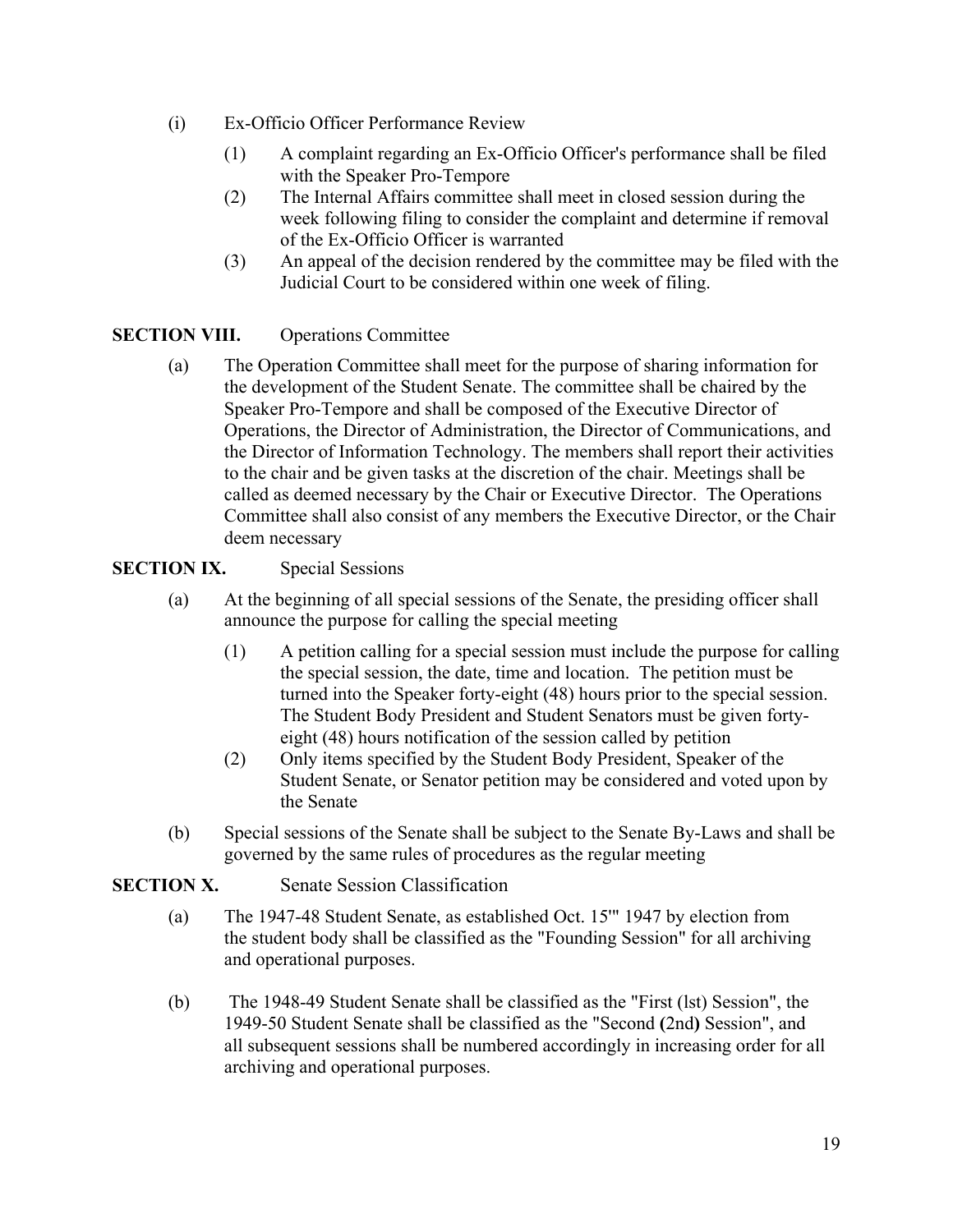(i) Ex-Officio Officer Performance Review

(1) A complaint regarding an Ex-Officio Officer's performance shall be filed with the Speaker Pro-Tempore

(2) The Internal Affairs committee shall meet in closed session during the week following filing to consider the complaint and determine if removal of the Ex-Officio Officer is warranted

(3) An appeal of the decision rendered by the committee may be filed with the Judicial Court to be considered within one week of filing.

**SECTION VIII.** Operations Committee

(a) The Operation Committee shall meet for the purpose of sharing information for the development of the Student Senate. The committee shall be chaired by the Speaker Pro-Tempore and shall be composed of the Executive Director of Operations, the Director of Administration, the Director of Communications, and the Director of Information Technology. The members shall report their activities to the chair and be given tasks at the discretion of the chair. Meetings shall be called as deemed necessary by the Chair or Executive Director. The Operations Committee shall also consist of any members the Executive Director, or the Chair deem necessary

**SECTION IX.** Special Sessions

(a) At the beginning of all special sessions of the Senate, the presiding officer shall announce the purpose for calling the special meeting

(1) A petition calling for a special session must include the purpose for calling the special session, the date, time and location. The petition must be turned into the Speaker forty-eight (48) hours prior to the special session. The Student Body President and Student Senators must be given forty-eight (48) hours notification of the session called by petition

(2) Only items specified by the Student Body President, Speaker of the Student Senate, or Senator petition may be considered and voted upon by the Senate

(b) Special sessions of the Senate shall be subject to the Senate By-Laws and shall be governed by the same rules of procedures as the regular meeting

**SECTION X.** Senate Session Classification

(a) The 1947-48 Student Senate, as established Oct. 15'" 1947 by election from the student body shall be classified as the "Founding Session" for all archiving and operational purposes.

(b) The 1948-49 Student Senate shall be classified as the "First (lst) Session", the 1949-50 Student Senate shall be classified as the "Second (2nd) Session", and all subsequent sessions shall be numbered accordingly in increasing order for all archiving and operational purposes.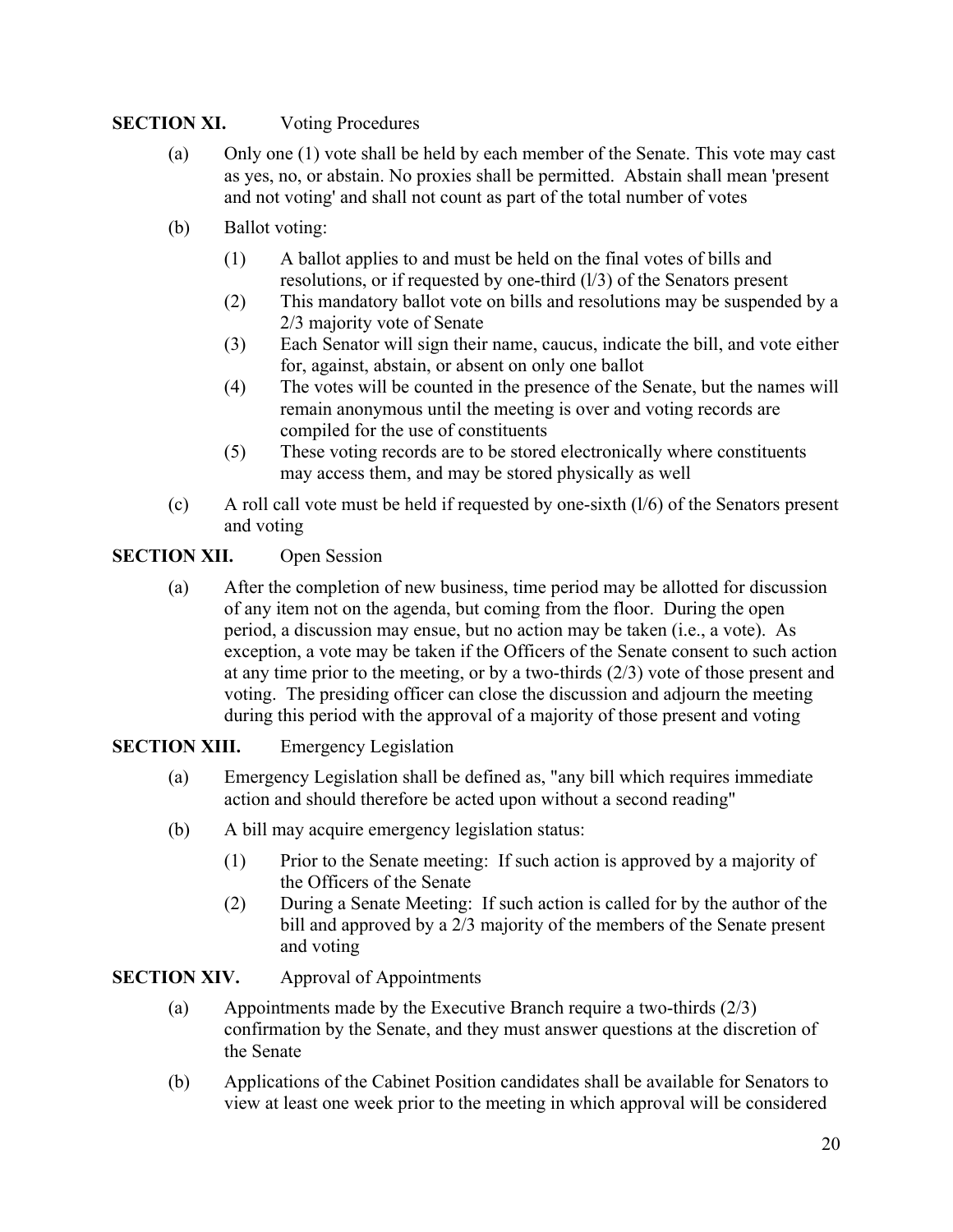**SECTION XI.** Voting Procedures

(a) Only one (1) vote shall be held by each member of the Senate. This vote may cast as yes, no, or abstain. No proxies shall be permitted. Abstain shall mean 'present and not voting' and shall not count as part of the total number of votes

(b) Ballot voting:

(1) A ballot applies to and must be held on the final votes of bills and resolutions, or if requested by one-third (l/3) of the Senators present

(2) This mandatory ballot vote on bills and resolutions may be suspended by a 2/3 majority vote of Senate

(3) Each Senator will sign their name, caucus, indicate the bill, and vote either for, against, abstain, or absent on only one ballot

(4) The votes will be counted in the presence of the Senate, but the names will remain anonymous until the meeting is over and voting records are compiled for the use of constituents

(5) These voting records are to be stored electronically where constituents may access them, and may be stored physically as well

(c) A roll call vote must be held if requested by one-sixth (l/6) of the Senators present and voting

**SECTION XII.** Open Session

(a) After the completion of new business, time period may be allotted for discussion of any item not on the agenda, but coming from the floor. During the open period, a discussion may ensue, but no action may be taken (i.e., a vote). As exception, a vote may be taken if the Officers of the Senate consent to such action at any time prior to the meeting, or by a two-thirds (2/3) vote of those present and voting. The presiding officer can close the discussion and adjourn the meeting during this period with the approval of a majority of those present and voting

**SECTION XIII.** Emergency Legislation

(a) Emergency Legislation shall be defined as, "any bill which requires immediate action and should therefore be acted upon without a second reading"

(b) A bill may acquire emergency legislation status:

(1) Prior to the Senate meeting: If such action is approved by a majority of the Officers of the Senate

(2) During a Senate Meeting: If such action is called for by the author of the bill and approved by a 2/3 majority of the members of the Senate present and voting

**SECTION XIV.** Approval of Appointments

(a) Appointments made by the Executive Branch require a two-thirds (2/3) confirmation by the Senate, and they must answer questions at the discretion of the Senate

(b) Applications of the Cabinet Position candidates shall be available for Senators to view at least one week prior to the meeting in which approval will be considered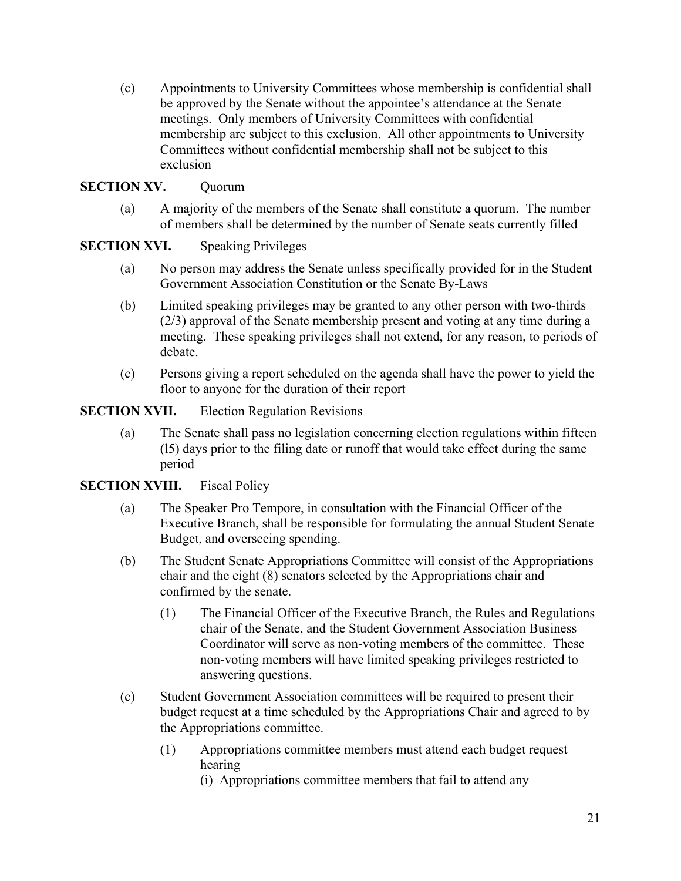(c) Appointments to University Committees whose membership is confidential shall be approved by the Senate without the appointee's attendance at the Senate meetings. Only members of University Committees with confidential membership are subject to this exclusion. All other appointments to University Committees without confidential membership shall not be subject to this exclusion

**SECTION XV.** Quorum

(a) A majority of the members of the Senate shall constitute a quorum. The number of members shall be determined by the number of Senate seats currently filled

**SECTION XVI.** Speaking Privileges

(a) No person may address the Senate unless specifically provided for in the Student Government Association Constitution or the Senate By-Laws

(b) Limited speaking privileges may be granted to any other person with two-thirds (2/3) approval of the Senate membership present and voting at any time during a meeting. These speaking privileges shall not extend, for any reason, to periods of debate.

(c) Persons giving a report scheduled on the agenda shall have the power to yield the floor to anyone for the duration of their report

**SECTION XVII.** Election Regulation Revisions

(a) The Senate shall pass no legislation concerning election regulations within fifteen (l5) days prior to the filing date or runoff that would take effect during the same period

**SECTION XVIII.** Fiscal Policy

(a) The Speaker Pro Tempore, in consultation with the Financial Officer of the Executive Branch, shall be responsible for formulating the annual Student Senate Budget, and overseeing spending.

(b) The Student Senate Appropriations Committee will consist of the Appropriations chair and the eight (8) senators selected by the Appropriations chair and confirmed by the senate.

   (1) The Financial Officer of the Executive Branch, the Rules and Regulations chair of the Senate, and the Student Government Association Business Coordinator will serve as non-voting members of the committee. These non-voting members will have limited speaking privileges restricted to answering questions.

(c) Student Government Association committees will be required to present their budget request at a time scheduled by the Appropriations Chair and agreed to by the Appropriations committee.

   (1) Appropriations committee members must attend each budget request hearing

      (i) Appropriations committee members that fail to attend any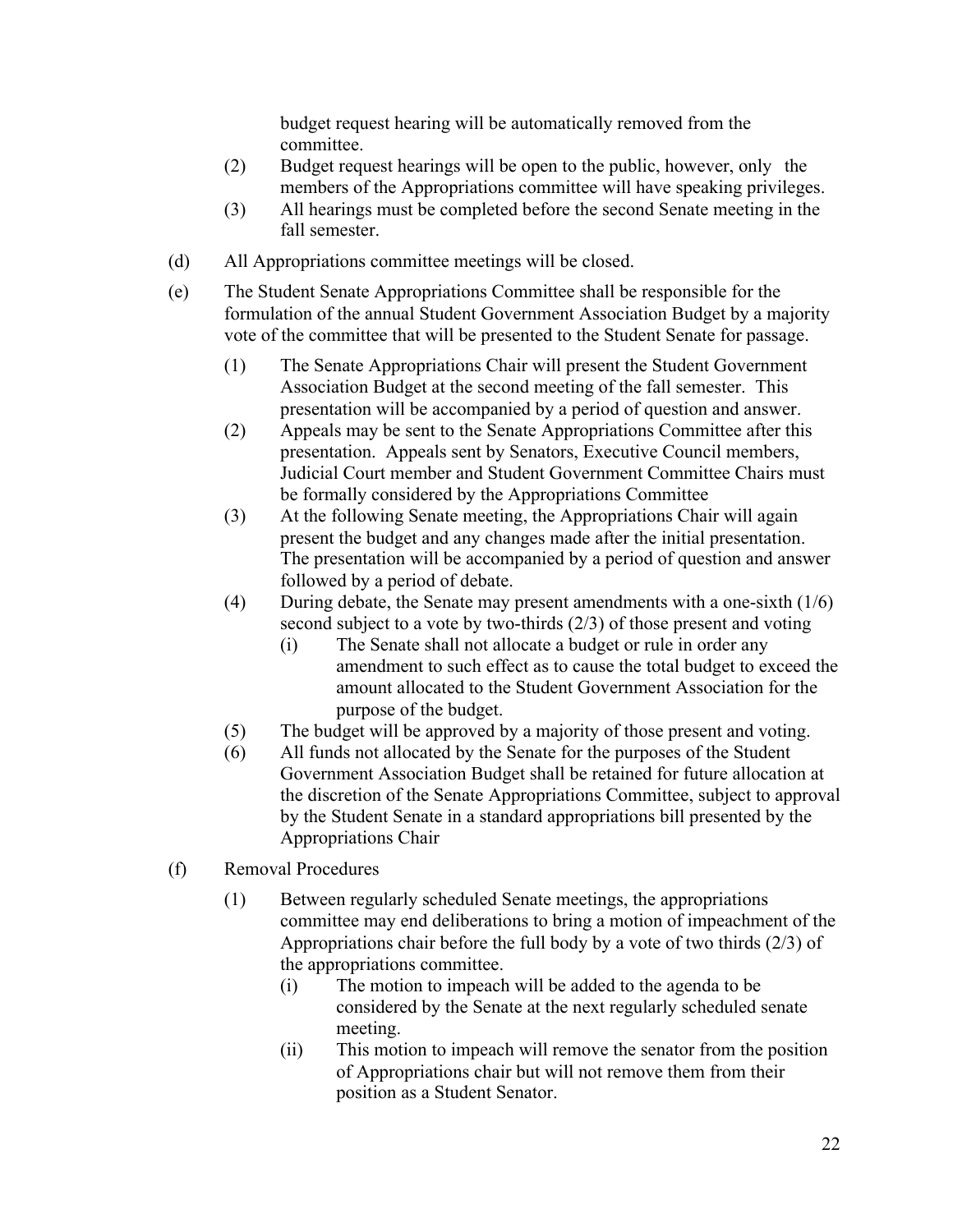budget request hearing will be automatically removed from the committee.

(2) Budget request hearings will be open to the public, however, only the members of the Appropriations committee will have speaking privileges.

(3) All hearings must be completed before the second Senate meeting in the fall semester.

(d) All Appropriations committee meetings will be closed.

(e) The Student Senate Appropriations Committee shall be responsible for the formulation of the annual Student Government Association Budget by a majority vote of the committee that will be presented to the Student Senate for passage.

(1) The Senate Appropriations Chair will present the Student Government Association Budget at the second meeting of the fall semester. This presentation will be accompanied by a period of question and answer.

(2) Appeals may be sent to the Senate Appropriations Committee after this presentation. Appeals sent by Senators, Executive Council members, Judicial Court member and Student Government Committee Chairs must be formally considered by the Appropriations Committee

(3) At the following Senate meeting, the Appropriations Chair will again present the budget and any changes made after the initial presentation. The presentation will be accompanied by a period of question and answer followed by a period of debate.

(4) During debate, the Senate may present amendments with a one-sixth (1/6) second subject to a vote by two-thirds (2/3) of those present and voting

(i) The Senate shall not allocate a budget or rule in order any amendment to such effect as to cause the total budget to exceed the amount allocated to the Student Government Association for the purpose of the budget.

(5) The budget will be approved by a majority of those present and voting.

(6) All funds not allocated by the Senate for the purposes of the Student Government Association Budget shall be retained for future allocation at the discretion of the Senate Appropriations Committee, subject to approval by the Student Senate in a standard appropriations bill presented by the Appropriations Chair

(f) Removal Procedures

(1) Between regularly scheduled Senate meetings, the appropriations committee may end deliberations to bring a motion of impeachment of the Appropriations chair before the full body by a vote of two thirds (2/3) of the appropriations committee.

(i) The motion to impeach will be added to the agenda to be considered by the Senate at the next regularly scheduled senate meeting.

(ii) This motion to impeach will remove the senator from the position of Appropriations chair but will not remove them from their position as a Student Senator.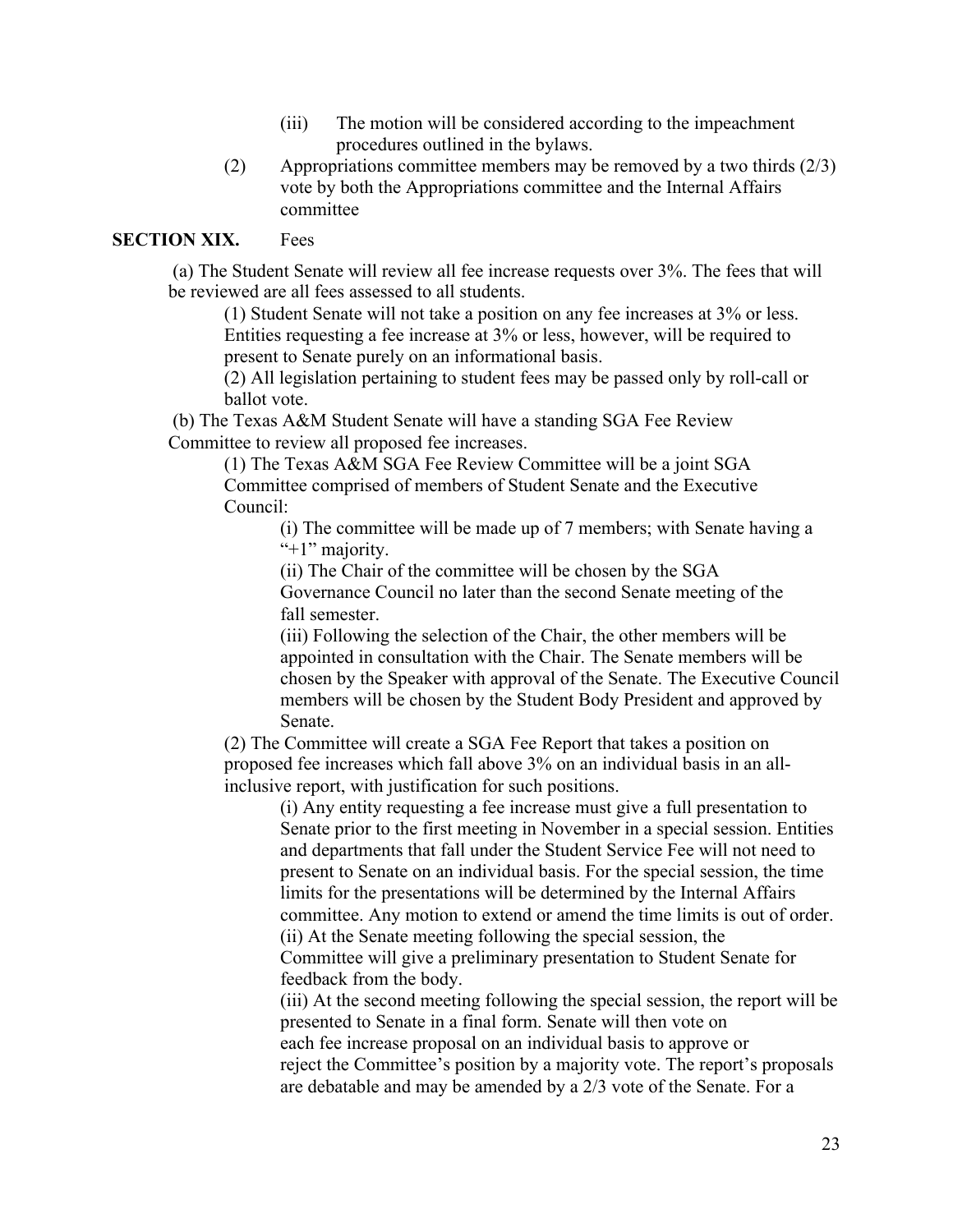(iii) The motion will be considered according to the impeachment procedures outlined in the bylaws.

(2) Appropriations committee members may be removed by a two thirds (2/3) vote by both the Appropriations committee and the Internal Affairs committee

**SECTION XIX.** Fees

(a) The Student Senate will review all fee increase requests over 3%. The fees that will be reviewed are all fees assessed to all students.

(1) Student Senate will not take a position on any fee increases at 3% or less. Entities requesting a fee increase at 3% or less, however, will be required to present to Senate purely on an informational basis.

(2) All legislation pertaining to student fees may be passed only by roll-call or ballot vote.

(b) The Texas A&M Student Senate will have a standing SGA Fee Review Committee to review all proposed fee increases.

(1) The Texas A&M SGA Fee Review Committee will be a joint SGA Committee comprised of members of Student Senate and the Executive Council:

(i) The committee will be made up of 7 members; with Senate having a "+1" majority.

(ii) The Chair of the committee will be chosen by the SGA Governance Council no later than the second Senate meeting of the fall semester.

(iii) Following the selection of the Chair, the other members will be appointed in consultation with the Chair. The Senate members will be chosen by the Speaker with approval of the Senate. The Executive Council members will be chosen by the Student Body President and approved by Senate.

(2) The Committee will create a SGA Fee Report that takes a position on proposed fee increases which fall above 3% on an individual basis in an all-inclusive report, with justification for such positions.

(i) Any entity requesting a fee increase must give a full presentation to Senate prior to the first meeting in November in a special session. Entities and departments that fall under the Student Service Fee will not need to present to Senate on an individual basis. For the special session, the time limits for the presentations will be determined by the Internal Affairs committee. Any motion to extend or amend the time limits is out of order.

(ii) At the Senate meeting following the special session, the Committee will give a preliminary presentation to Student Senate for feedback from the body.

(iii) At the second meeting following the special session, the report will be presented to Senate in a final form. Senate will then vote on each fee increase proposal on an individual basis to approve or reject the Committee's position by a majority vote. The report's proposals are debatable and may be amended by a 2/3 vote of the Senate. For a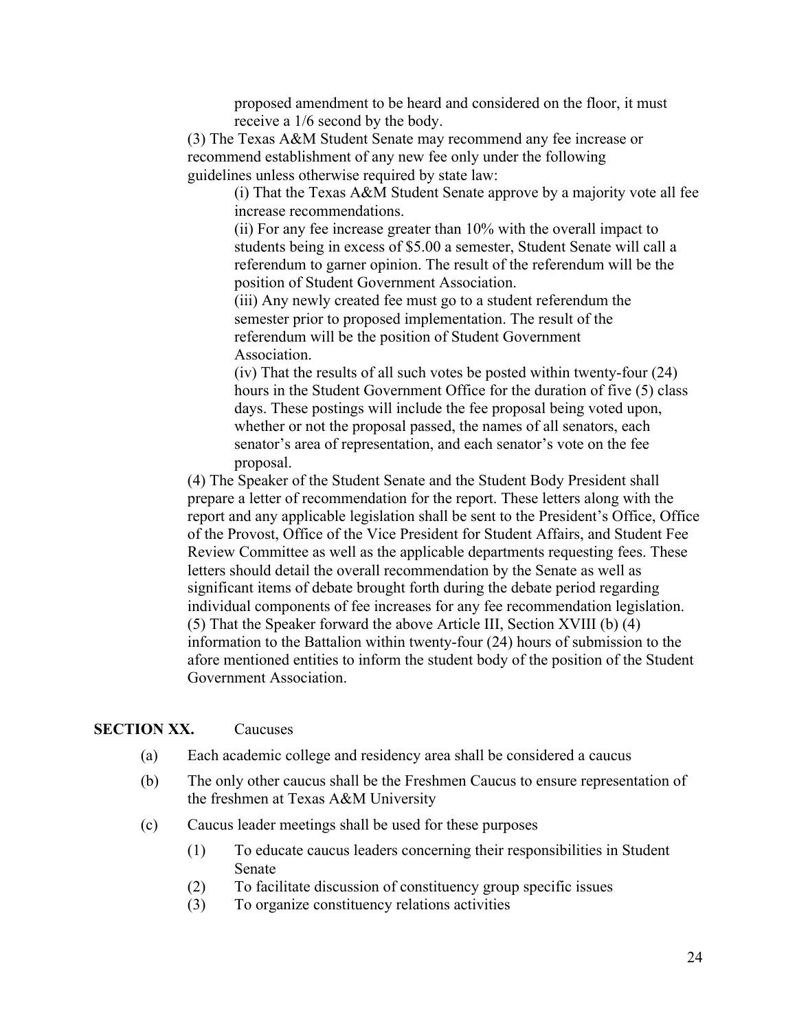proposed amendment to be heard and considered on the floor, it must receive a 1/6 second by the body.

(3) The Texas A&M Student Senate may recommend any fee increase or recommend establishment of any new fee only under the following guidelines unless otherwise required by state law:

(i) That the Texas A&M Student Senate approve by a majority vote all fee increase recommendations.

(ii) For any fee increase greater than 10% with the overall impact to students being in excess of $5.00 a semester, Student Senate will call a referendum to garner opinion. The result of the referendum will be the position of Student Government Association.

(iii) Any newly created fee must go to a student referendum the semester prior to proposed implementation. The result of the referendum will be the position of Student Government Association.

(iv) That the results of all such votes be posted within twenty-four (24) hours in the Student Government Office for the duration of five (5) class days. These postings will include the fee proposal being voted upon, whether or not the proposal passed, the names of all senators, each senator's area of representation, and each senator's vote on the fee proposal.

(4) The Speaker of the Student Senate and the Student Body President shall prepare a letter of recommendation for the report. These letters along with the report and any applicable legislation shall be sent to the President's Office, Office of the Provost, Office of the Vice President for Student Affairs, and Student Fee Review Committee as well as the applicable departments requesting fees. These letters should detail the overall recommendation by the Senate as well as significant items of debate brought forth during the debate period regarding individual components of fee increases for any fee recommendation legislation.

(5) That the Speaker forward the above Article III, Section XVIII (b) (4) information to the Battalion within twenty-four (24) hours of submission to the afore mentioned entities to inform the student body of the position of the Student Government Association.

**SECTION XX.** Caucuses

(a) Each academic college and residency area shall be considered a caucus

(b) The only other caucus shall be the Freshmen Caucus to ensure representation of the freshmen at Texas A&M University

(c) Caucus leader meetings shall be used for these purposes

(1) To educate caucus leaders concerning their responsibilities in Student Senate

(2) To facilitate discussion of constituency group specific issues

(3) To organize constituency relations activities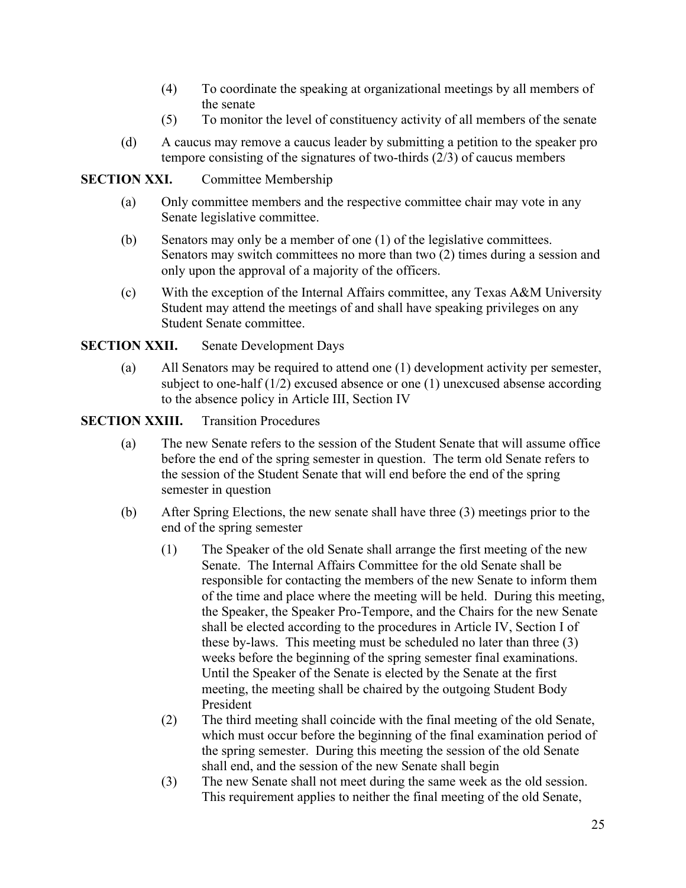(4) To coordinate the speaking at organizational meetings by all members of the senate

(5) To monitor the level of constituency activity of all members of the senate

(d) A caucus may remove a caucus leader by submitting a petition to the speaker pro tempore consisting of the signatures of two-thirds (2/3) of caucus members

**SECTION XXI.** Committee Membership

(a) Only committee members and the respective committee chair may vote in any Senate legislative committee.

(b) Senators may only be a member of one (1) of the legislative committees. Senators may switch committees no more than two (2) times during a session and only upon the approval of a majority of the officers.

(c) With the exception of the Internal Affairs committee, any Texas A&M University Student may attend the meetings of and shall have speaking privileges on any Student Senate committee.

**SECTION XXII.** Senate Development Days

(a) All Senators may be required to attend one (1) development activity per semester, subject to one-half (1/2) excused absence or one (1) unexcused absense according to the absence policy in Article III, Section IV

**SECTION XXIII.** Transition Procedures

(a) The new Senate refers to the session of the Student Senate that will assume office before the end of the spring semester in question. The term old Senate refers to the session of the Student Senate that will end before the end of the spring semester in question

(b) After Spring Elections, the new senate shall have three (3) meetings prior to the end of the spring semester

(1) The Speaker of the old Senate shall arrange the first meeting of the new Senate. The Internal Affairs Committee for the old Senate shall be responsible for contacting the members of the new Senate to inform them of the time and place where the meeting will be held. During this meeting, the Speaker, the Speaker Pro-Tempore, and the Chairs for the new Senate shall be elected according to the procedures in Article IV, Section I of these by-laws. This meeting must be scheduled no later than three (3) weeks before the beginning of the spring semester final examinations. Until the Speaker of the Senate is elected by the Senate at the first meeting, the meeting shall be chaired by the outgoing Student Body President

(2) The third meeting shall coincide with the final meeting of the old Senate, which must occur before the beginning of the final examination period of the spring semester. During this meeting the session of the old Senate shall end, and the session of the new Senate shall begin

(3) The new Senate shall not meet during the same week as the old session. This requirement applies to neither the final meeting of the old Senate,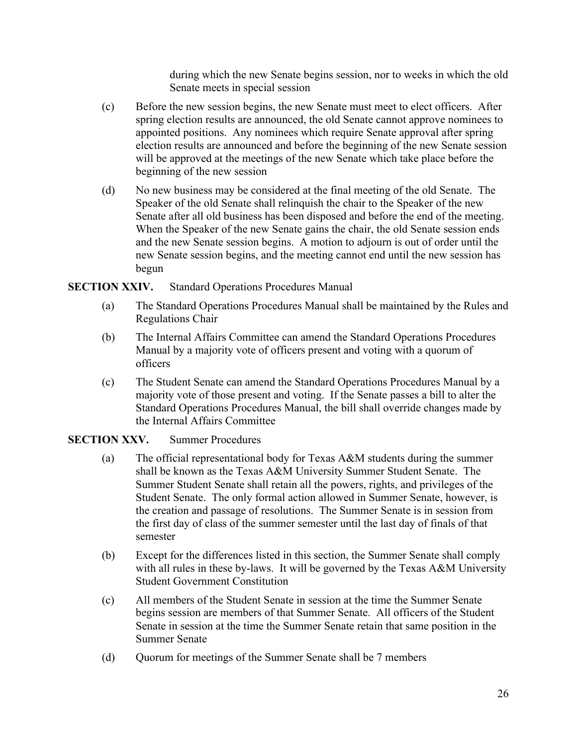during which the new Senate begins session, nor to weeks in which the old Senate meets in special session

(c) Before the new session begins, the new Senate must meet to elect officers. After spring election results are announced, the old Senate cannot approve nominees to appointed positions. Any nominees which require Senate approval after spring election results are announced and before the beginning of the new Senate session will be approved at the meetings of the new Senate which take place before the beginning of the new session

(d) No new business may be considered at the final meeting of the old Senate. The Speaker of the old Senate shall relinquish the chair to the Speaker of the new Senate after all old business has been disposed and before the end of the meeting. When the Speaker of the new Senate gains the chair, the old Senate session ends and the new Senate session begins. A motion to adjourn is out of order until the new Senate session begins, and the meeting cannot end until the new session has begun

**SECTION XXIV.** Standard Operations Procedures Manual

(a) The Standard Operations Procedures Manual shall be maintained by the Rules and Regulations Chair

(b) The Internal Affairs Committee can amend the Standard Operations Procedures Manual by a majority vote of officers present and voting with a quorum of officers

(c) The Student Senate can amend the Standard Operations Procedures Manual by a majority vote of those present and voting. If the Senate passes a bill to alter the Standard Operations Procedures Manual, the bill shall override changes made by the Internal Affairs Committee

**SECTION XXV.** Summer Procedures

(a) The official representational body for Texas A&M students during the summer shall be known as the Texas A&M University Summer Student Senate. The Summer Student Senate shall retain all the powers, rights, and privileges of the Student Senate. The only formal action allowed in Summer Senate, however, is the creation and passage of resolutions. The Summer Senate is in session from the first day of class of the summer semester until the last day of finals of that semester

(b) Except for the differences listed in this section, the Summer Senate shall comply with all rules in these by-laws. It will be governed by the Texas A&M University Student Government Constitution

(c) All members of the Student Senate in session at the time the Summer Senate begins session are members of that Summer Senate. All officers of the Student Senate in session at the time the Summer Senate retain that same position in the Summer Senate

(d) Quorum for meetings of the Summer Senate shall be 7 members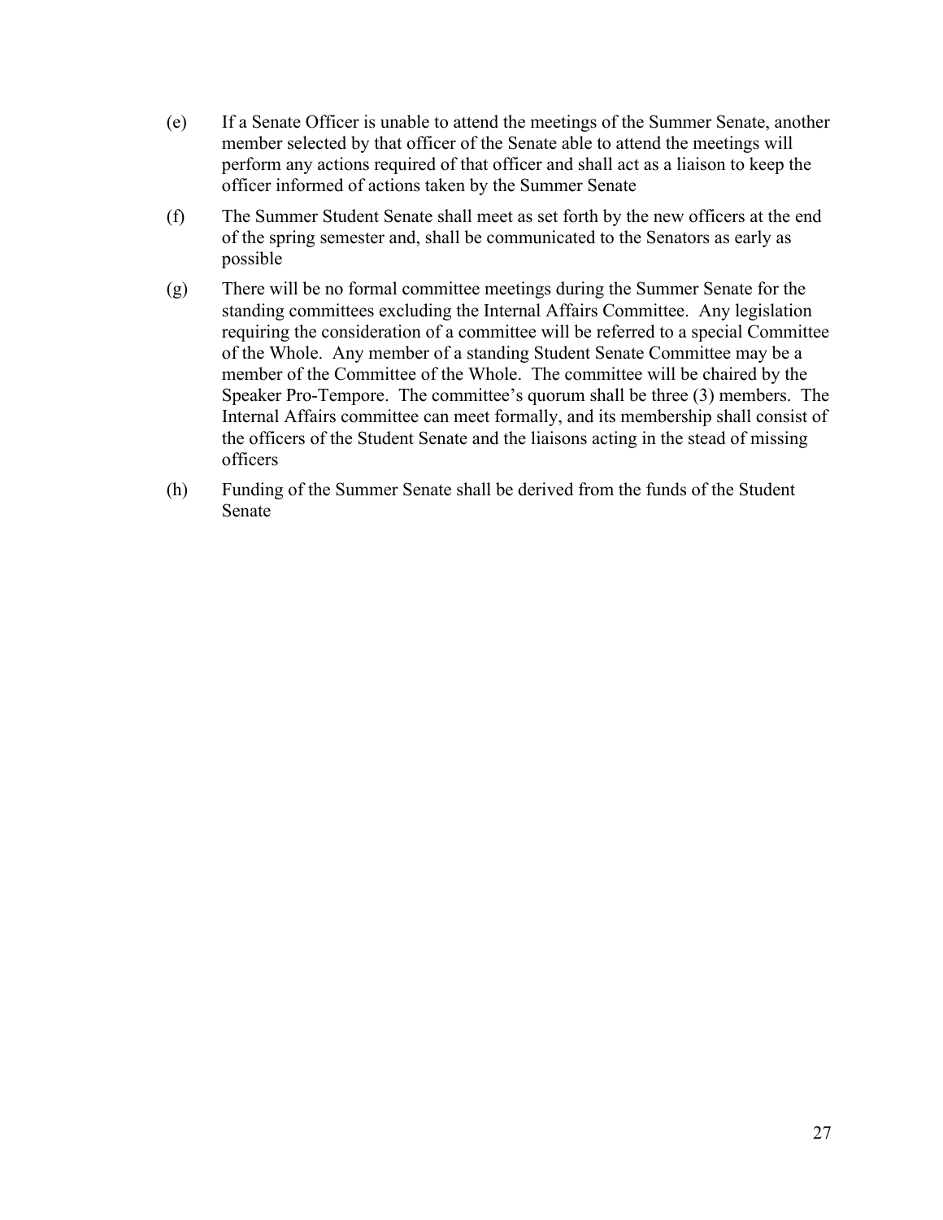(e) If a Senate Officer is unable to attend the meetings of the Summer Senate, another member selected by that officer of the Senate able to attend the meetings will perform any actions required of that officer and shall act as a liaison to keep the officer informed of actions taken by the Summer Senate

(f) The Summer Student Senate shall meet as set forth by the new officers at the end of the spring semester and, shall be communicated to the Senators as early as possible

(g) There will be no formal committee meetings during the Summer Senate for the standing committees excluding the Internal Affairs Committee. Any legislation requiring the consideration of a committee will be referred to a special Committee of the Whole. Any member of a standing Student Senate Committee may be a member of the Committee of the Whole. The committee will be chaired by the Speaker Pro-Tempore. The committee's quorum shall be three (3) members. The Internal Affairs committee can meet formally, and its membership shall consist of the officers of the Student Senate and the liaisons acting in the stead of missing officers

(h) Funding of the Summer Senate shall be derived from the funds of the Student Senate